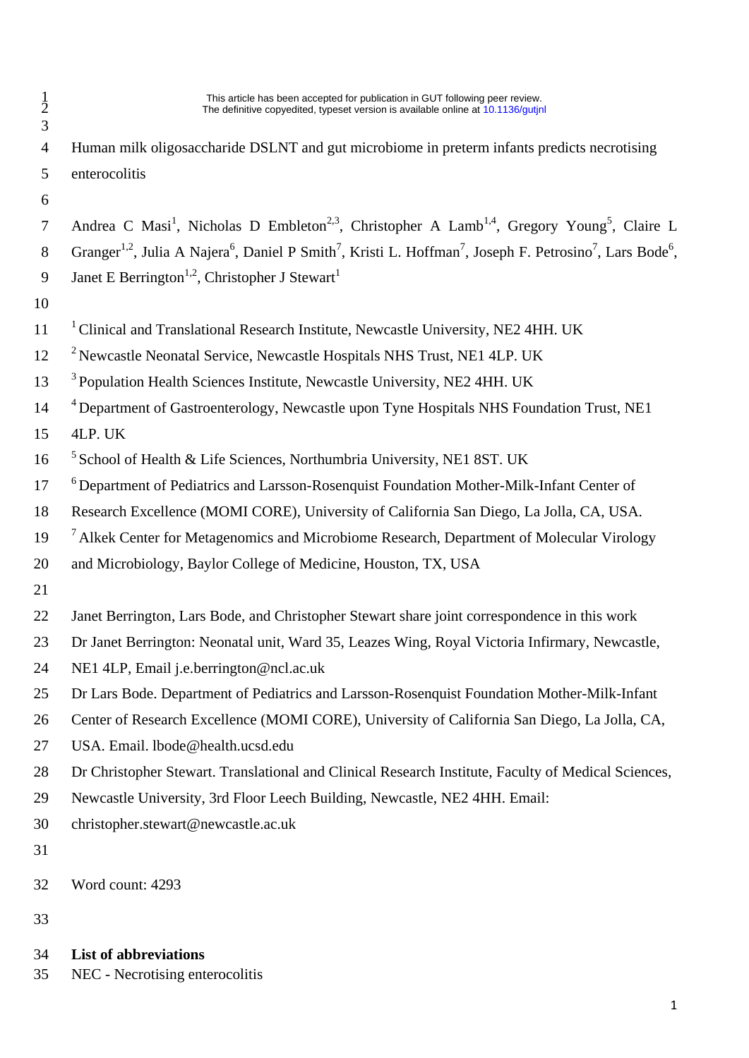This article has been accepted for publication in GUT following peer review.
The definitive copyedited, typeset version is available online at 10.1136/gutjnl

# Human milk oligosaccharide DSLNT and gut microbiome in preterm infants predicts necrotising enterocolitis

Andrea C Masi[1], Nicholas D Embleton[2,3], Christopher A Lamb[1,4], Gregory Young[5], Claire L Granger[1,2], Julia A Najera[6], Daniel P Smith[7], Kristi L. Hoffman[7], Joseph F. Petrosino[7], Lars Bode[6], Janet E Berrington[1,2], Christopher J Stewart[1]

[1] Clinical and Translational Research Institute, Newcastle University, NE2 4HH. UK

[2] Newcastle Neonatal Service, Newcastle Hospitals NHS Trust, NE1 4LP. UK

[3] Population Health Sciences Institute, Newcastle University, NE2 4HH. UK

[4] Department of Gastroenterology, Newcastle upon Tyne Hospitals NHS Foundation Trust, NE1 4LP. UK

[5] School of Health & Life Sciences, Northumbria University, NE1 8ST. UK

[6] Department of Pediatrics and Larsson-Rosenquist Foundation Mother-Milk-Infant Center of Research Excellence (MOMI CORE), University of California San Diego, La Jolla, CA, USA.

[7] Alkek Center for Metagenomics and Microbiome Research, Department of Molecular Virology and Microbiology, Baylor College of Medicine, Houston, TX, USA

Janet Berrington, Lars Bode, and Christopher Stewart share joint correspondence in this work

Dr Janet Berrington: Neonatal unit, Ward 35, Leazes Wing, Royal Victoria Infirmary, Newcastle, NE1 4LP, Email j.e.berrington@ncl.ac.uk

Dr Lars Bode. Department of Pediatrics and Larsson-Rosenquist Foundation Mother-Milk-Infant Center of Research Excellence (MOMI CORE), University of California San Diego, La Jolla, CA, USA. Email. lbode@health.ucsd.edu

Dr Christopher Stewart. Translational and Clinical Research Institute, Faculty of Medical Sciences, Newcastle University, 3rd Floor Leech Building, Newcastle, NE2 4HH. Email: christopher.stewart@newcastle.ac.uk

Word count: 4293

**List of abbreviations**

NEC - Necrotising enterocolitis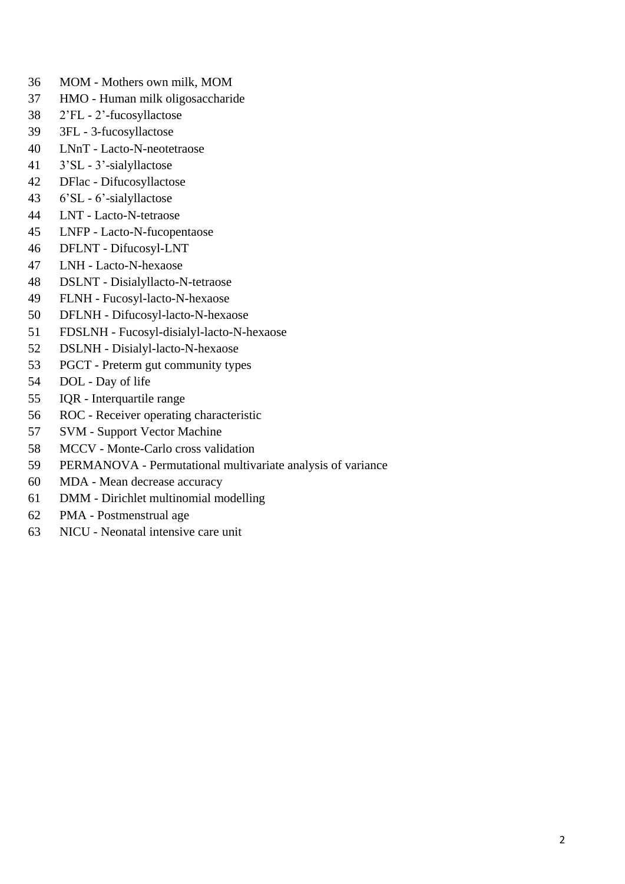MOM - Mothers own milk, MOM

HMO - Human milk oligosaccharide

2’FL - 2’-fucosyllactose

3FL - 3-fucosyllactose

LNnT - Lacto-N-neotetraose

3’SL - 3’-sialyllactose

DFlac - Difucosyllactose

6’SL - 6’-sialyllactose

LNT - Lacto-N-tetraose

LNFP - Lacto-N-fucopentaose

DFLNT - Difucosyl-LNT

LNH - Lacto-N-hexaose

DSLNT - Disialyllacto-N-tetraose

FLNH - Fucosyl-lacto-N-hexaose

DFLNH - Difucosyl-lacto-N-hexaose

FDSLNH - Fucosyl-disialyl-lacto-N-hexaose

DSLNH - Disialyl-lacto-N-hexaose

PGCT - Preterm gut community types

DOL - Day of life

IQR - Interquartile range

ROC - Receiver operating characteristic

SVM - Support Vector Machine

MCCV - Monte-Carlo cross validation

PERMANOVA - Permutational multivariate analysis of variance

MDA - Mean decrease accuracy

DMM - Dirichlet multinomial modelling

PMA - Postmenstrual age

NICU - Neonatal intensive care unit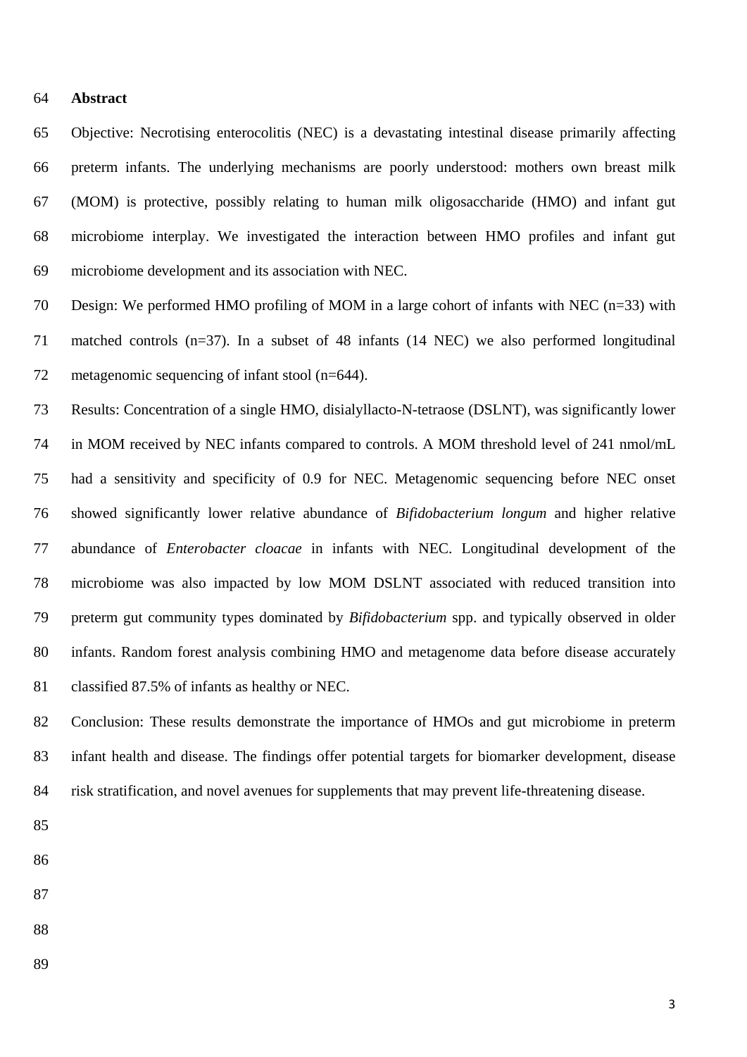## Abstract

Objective: Necrotising enterocolitis (NEC) is a devastating intestinal disease primarily affecting preterm infants. The underlying mechanisms are poorly understood: mothers own breast milk (MOM) is protective, possibly relating to human milk oligosaccharide (HMO) and infant gut microbiome interplay. We investigated the interaction between HMO profiles and infant gut microbiome development and its association with NEC.

Design: We performed HMO profiling of MOM in a large cohort of infants with NEC (n=33) with matched controls (n=37). In a subset of 48 infants (14 NEC) we also performed longitudinal metagenomic sequencing of infant stool (n=644).

Results: Concentration of a single HMO, disialyllacto-N-tetraose (DSLNT), was significantly lower in MOM received by NEC infants compared to controls. A MOM threshold level of 241 nmol/mL had a sensitivity and specificity of 0.9 for NEC. Metagenomic sequencing before NEC onset showed significantly lower relative abundance of *Bifidobacterium longum* and higher relative abundance of *Enterobacter cloacae* in infants with NEC. Longitudinal development of the microbiome was also impacted by low MOM DSLNT associated with reduced transition into preterm gut community types dominated by *Bifidobacterium* spp. and typically observed in older infants. Random forest analysis combining HMO and metagenome data before disease accurately classified 87.5% of infants as healthy or NEC.

Conclusion: These results demonstrate the importance of HMOs and gut microbiome in preterm infant health and disease. The findings offer potential targets for biomarker development, disease risk stratification, and novel avenues for supplements that may prevent life-threatening disease.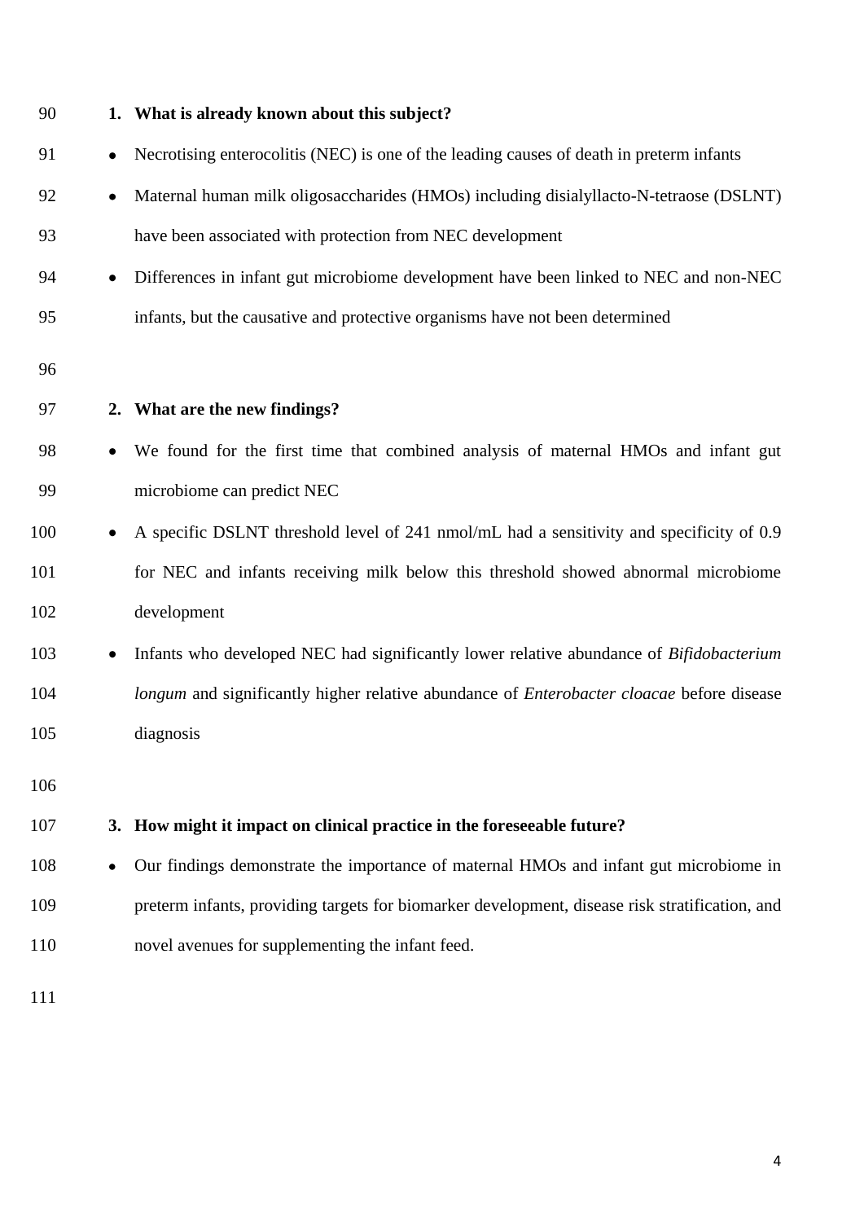**1. What is already known about this subject?**

- Necrotising enterocolitis (NEC) is one of the leading causes of death in preterm infants
- Maternal human milk oligosaccharides (HMOs) including disialyllacto-N-tetraose (DSLNT) have been associated with protection from NEC development
- Differences in infant gut microbiome development have been linked to NEC and non-NEC infants, but the causative and protective organisms have not been determined

**2. What are the new findings?**

- We found for the first time that combined analysis of maternal HMOs and infant gut microbiome can predict NEC
- A specific DSLNT threshold level of 241 nmol/mL had a sensitivity and specificity of 0.9 for NEC and infants receiving milk below this threshold showed abnormal microbiome development
- Infants who developed NEC had significantly lower relative abundance of *Bifidobacterium longum* and significantly higher relative abundance of *Enterobacter cloacae* before disease diagnosis

**3. How might it impact on clinical practice in the foreseeable future?**

- Our findings demonstrate the importance of maternal HMOs and infant gut microbiome in preterm infants, providing targets for biomarker development, disease risk stratification, and novel avenues for supplementing the infant feed.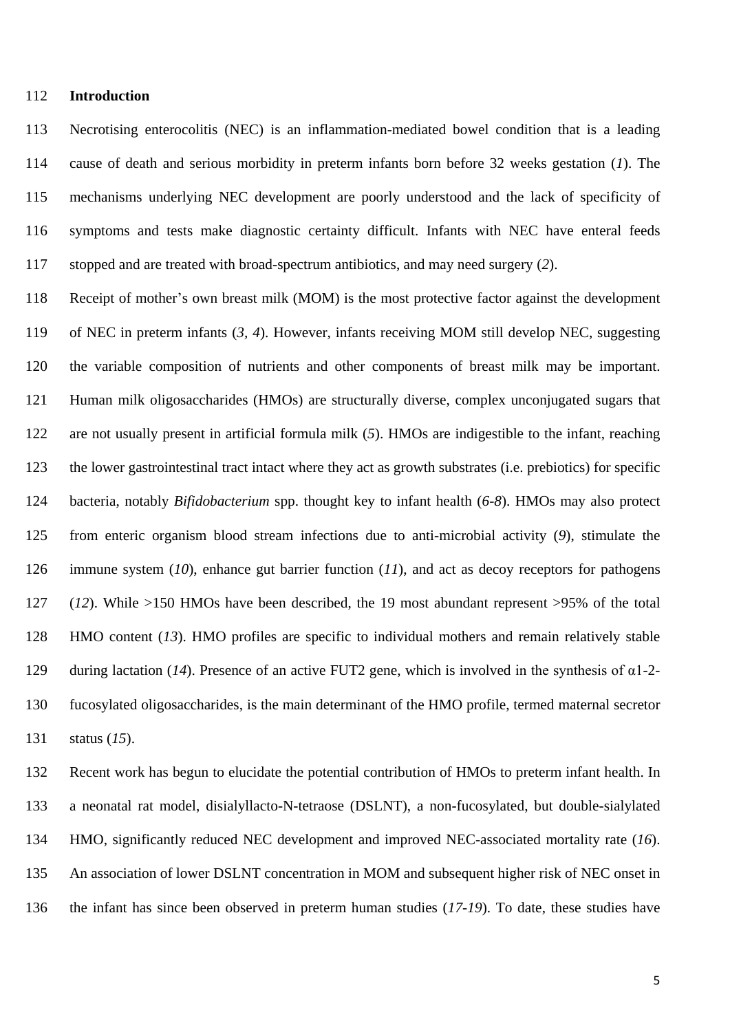## Introduction

Necrotising enterocolitis (NEC) is an inflammation-mediated bowel condition that is a leading cause of death and serious morbidity in preterm infants born before 32 weeks gestation (*1*). The mechanisms underlying NEC development are poorly understood and the lack of specificity of symptoms and tests make diagnostic certainty difficult. Infants with NEC have enteral feeds stopped and are treated with broad-spectrum antibiotics, and may need surgery (*2*).

Receipt of mother's own breast milk (MOM) is the most protective factor against the development of NEC in preterm infants (*3, 4*). However, infants receiving MOM still develop NEC, suggesting the variable composition of nutrients and other components of breast milk may be important. Human milk oligosaccharides (HMOs) are structurally diverse, complex unconjugated sugars that are not usually present in artificial formula milk (*5*). HMOs are indigestible to the infant, reaching the lower gastrointestinal tract intact where they act as growth substrates (i.e. prebiotics) for specific bacteria, notably *Bifidobacterium* spp. thought key to infant health (*6-8*). HMOs may also protect from enteric organism blood stream infections due to anti-microbial activity (*9*), stimulate the immune system (*10*), enhance gut barrier function (*11*), and act as decoy receptors for pathogens (*12*). While >150 HMOs have been described, the 19 most abundant represent >95% of the total HMO content (*13*). HMO profiles are specific to individual mothers and remain relatively stable during lactation (*14*). Presence of an active FUT2 gene, which is involved in the synthesis of α1-2-fucosylated oligosaccharides, is the main determinant of the HMO profile, termed maternal secretor status (*15*).

Recent work has begun to elucidate the potential contribution of HMOs to preterm infant health. In a neonatal rat model, disialyllacto-N-tetraose (DSLNT), a non-fucosylated, but double-sialylated HMO, significantly reduced NEC development and improved NEC-associated mortality rate (*16*). An association of lower DSLNT concentration in MOM and subsequent higher risk of NEC onset in the infant has since been observed in preterm human studies (*17-19*). To date, these studies have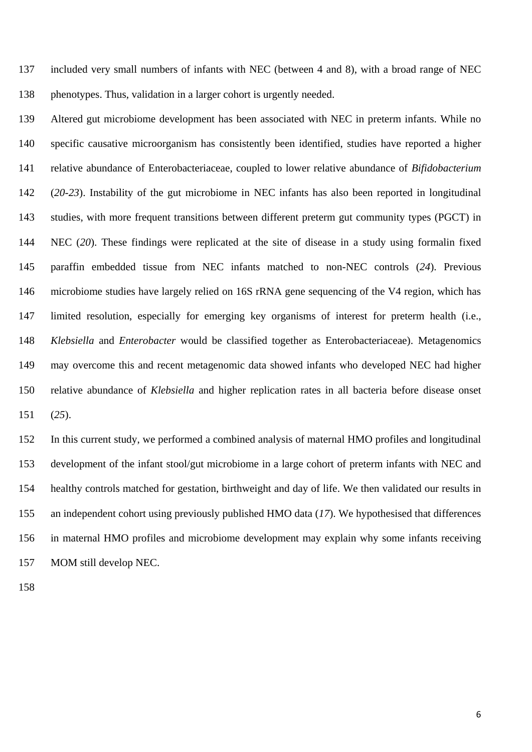included very small numbers of infants with NEC (between 4 and 8), with a broad range of NEC phenotypes. Thus, validation in a larger cohort is urgently needed.

Altered gut microbiome development has been associated with NEC in preterm infants. While no specific causative microorganism has consistently been identified, studies have reported a higher relative abundance of Enterobacteriaceae, coupled to lower relative abundance of *Bifidobacterium* (*20-23*). Instability of the gut microbiome in NEC infants has also been reported in longitudinal studies, with more frequent transitions between different preterm gut community types (PGCT) in NEC (*20*). These findings were replicated at the site of disease in a study using formalin fixed paraffin embedded tissue from NEC infants matched to non-NEC controls (*24*). Previous microbiome studies have largely relied on 16S rRNA gene sequencing of the V4 region, which has limited resolution, especially for emerging key organisms of interest for preterm health (i.e., *Klebsiella* and *Enterobacter* would be classified together as Enterobacteriaceae). Metagenomics may overcome this and recent metagenomic data showed infants who developed NEC had higher relative abundance of *Klebsiella* and higher replication rates in all bacteria before disease onset (*25*).

In this current study, we performed a combined analysis of maternal HMO profiles and longitudinal development of the infant stool/gut microbiome in a large cohort of preterm infants with NEC and healthy controls matched for gestation, birthweight and day of life. We then validated our results in an independent cohort using previously published HMO data (*17*). We hypothesised that differences in maternal HMO profiles and microbiome development may explain why some infants receiving MOM still develop NEC.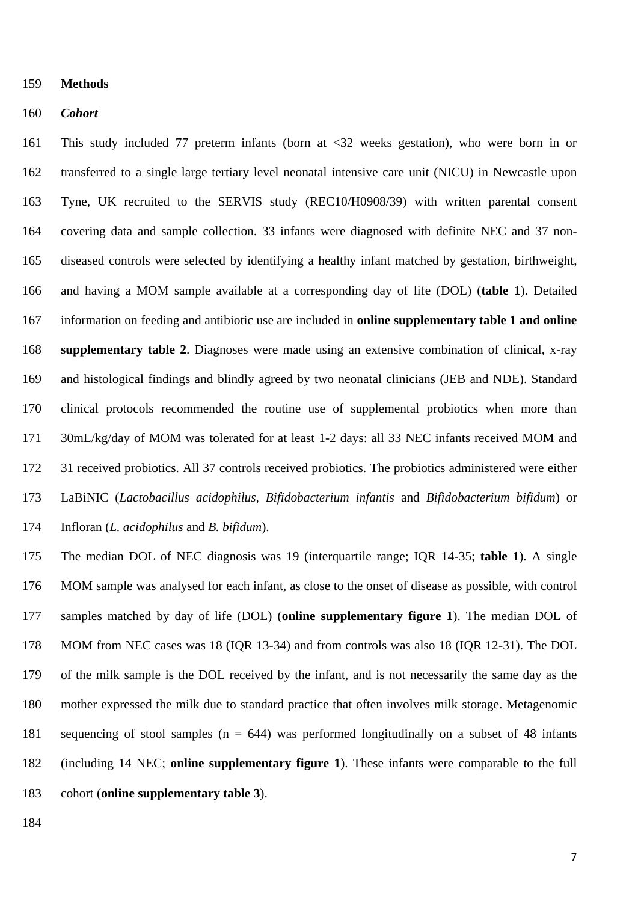## Methods

### *Cohort*

This study included 77 preterm infants (born at <32 weeks gestation), who were born in or transferred to a single large tertiary level neonatal intensive care unit (NICU) in Newcastle upon Tyne, UK recruited to the SERVIS study (REC10/H0908/39) with written parental consent covering data and sample collection. 33 infants were diagnosed with definite NEC and 37 non-diseased controls were selected by identifying a healthy infant matched by gestation, birthweight, and having a MOM sample available at a corresponding day of life (DOL) (**table 1**). Detailed information on feeding and antibiotic use are included in **online supplementary table 1 and online supplementary table 2**. Diagnoses were made using an extensive combination of clinical, x-ray and histological findings and blindly agreed by two neonatal clinicians (JEB and NDE). Standard clinical protocols recommended the routine use of supplemental probiotics when more than 30mL/kg/day of MOM was tolerated for at least 1-2 days: all 33 NEC infants received MOM and 31 received probiotics. All 37 controls received probiotics. The probiotics administered were either LaBiNIC (*Lactobacillus acidophilus, Bifidobacterium infantis* and *Bifidobacterium bifidum*) or Infloran (*L. acidophilus* and *B. bifidum*).

The median DOL of NEC diagnosis was 19 (interquartile range; IQR 14-35; **table 1**). A single MOM sample was analysed for each infant, as close to the onset of disease as possible, with control samples matched by day of life (DOL) (**online supplementary figure 1**). The median DOL of MOM from NEC cases was 18 (IQR 13-34) and from controls was also 18 (IQR 12-31). The DOL of the milk sample is the DOL received by the infant, and is not necessarily the same day as the mother expressed the milk due to standard practice that often involves milk storage. Metagenomic sequencing of stool samples (n = 644) was performed longitudinally on a subset of 48 infants (including 14 NEC; **online supplementary figure 1**). These infants were comparable to the full cohort (**online supplementary table 3**).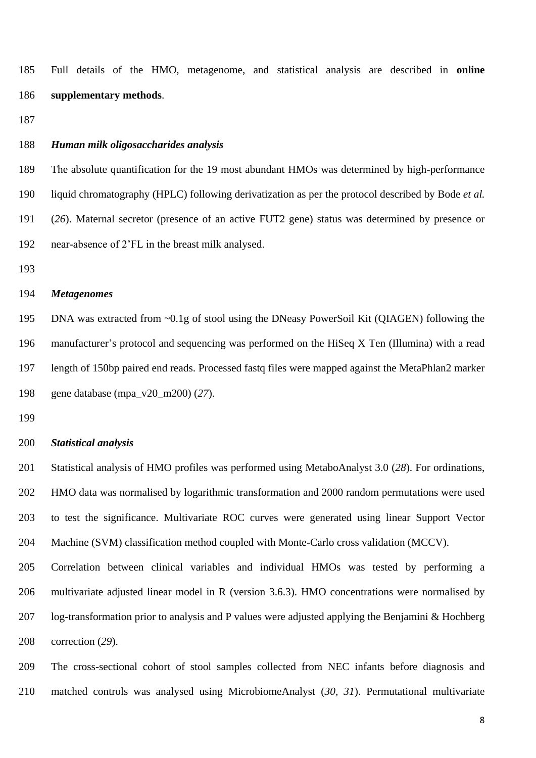Full details of the HMO, metagenome, and statistical analysis are described in **online supplementary methods**.

### *Human milk oligosaccharides analysis*

The absolute quantification for the 19 most abundant HMOs was determined by high-performance liquid chromatography (HPLC) following derivatization as per the protocol described by Bode *et al.* (*26*). Maternal secretor (presence of an active FUT2 gene) status was determined by presence or near-absence of 2'FL in the breast milk analysed.

### *Metagenomes*

DNA was extracted from ~0.1g of stool using the DNeasy PowerSoil Kit (QIAGEN) following the manufacturer's protocol and sequencing was performed on the HiSeq X Ten (Illumina) with a read length of 150bp paired end reads. Processed fastq files were mapped against the MetaPhlan2 marker gene database (mpa_v20_m200) (*27*).

### *Statistical analysis*

Statistical analysis of HMO profiles was performed using MetaboAnalyst 3.0 (*28*). For ordinations, HMO data was normalised by logarithmic transformation and 2000 random permutations were used to test the significance. Multivariate ROC curves were generated using linear Support Vector Machine (SVM) classification method coupled with Monte-Carlo cross validation (MCCV).

Correlation between clinical variables and individual HMOs was tested by performing a multivariate adjusted linear model in R (version 3.6.3). HMO concentrations were normalised by log-transformation prior to analysis and P values were adjusted applying the Benjamini & Hochberg correction (*29*).

The cross-sectional cohort of stool samples collected from NEC infants before diagnosis and matched controls was analysed using MicrobiomeAnalyst (*30*, *31*). Permutational multivariate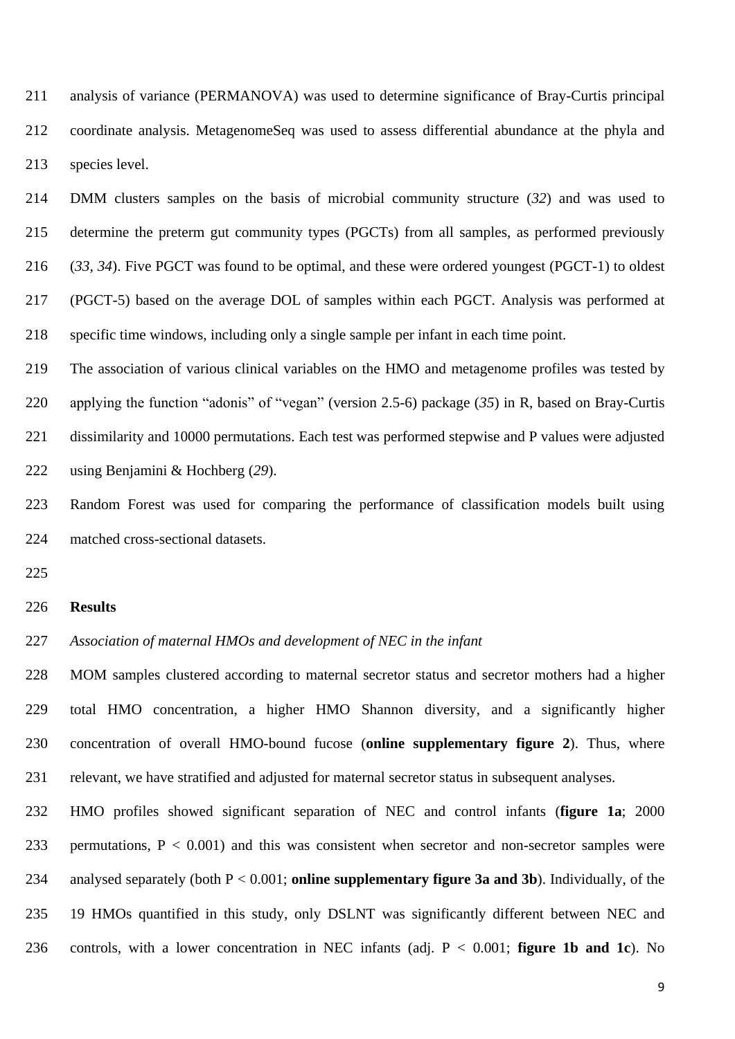analysis of variance (PERMANOVA) was used to determine significance of Bray-Curtis principal coordinate analysis. MetagenomeSeq was used to assess differential abundance at the phyla and species level.

DMM clusters samples on the basis of microbial community structure (*32*) and was used to determine the preterm gut community types (PGCTs) from all samples, as performed previously (*33, 34*). Five PGCT was found to be optimal, and these were ordered youngest (PGCT-1) to oldest (PGCT-5) based on the average DOL of samples within each PGCT. Analysis was performed at specific time windows, including only a single sample per infant in each time point.

The association of various clinical variables on the HMO and metagenome profiles was tested by applying the function "adonis" of "vegan" (version 2.5-6) package (*35*) in R, based on Bray-Curtis dissimilarity and 10000 permutations. Each test was performed stepwise and P values were adjusted using Benjamini & Hochberg (*29*).

Random Forest was used for comparing the performance of classification models built using matched cross-sectional datasets.

## Results

*Association of maternal HMOs and development of NEC in the infant*

MOM samples clustered according to maternal secretor status and secretor mothers had a higher total HMO concentration, a higher HMO Shannon diversity, and a significantly higher concentration of overall HMO-bound fucose (**online supplementary figure 2**). Thus, where relevant, we have stratified and adjusted for maternal secretor status in subsequent analyses.

HMO profiles showed significant separation of NEC and control infants (**figure 1a**; 2000 permutations, $P < 0.001$) and this was consistent when secretor and non-secretor samples were analysed separately (both $P < 0.001$; **online supplementary figure 3a and 3b**). Individually, of the 19 HMOs quantified in this study, only DSLNT was significantly different between NEC and controls, with a lower concentration in NEC infants (adj. $P < 0.001$; **figure 1b and 1c**). No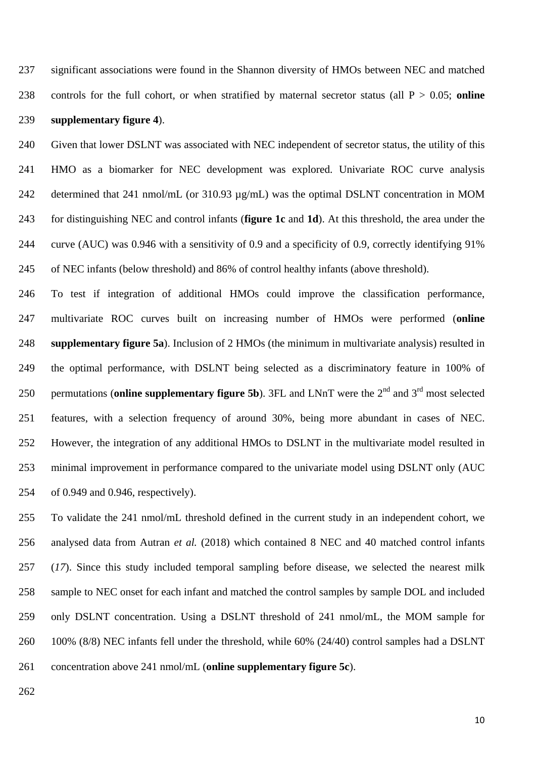significant associations were found in the Shannon diversity of HMOs between NEC and matched controls for the full cohort, or when stratified by maternal secretor status (all $P > 0.05$; **online supplementary figure 4**).

Given that lower DSLNT was associated with NEC independent of secretor status, the utility of this HMO as a biomarker for NEC development was explored. Univariate ROC curve analysis determined that 241 nmol/mL (or 310.93 µg/mL) was the optimal DSLNT concentration in MOM for distinguishing NEC and control infants (**figure 1c** and **1d**). At this threshold, the area under the curve (AUC) was 0.946 with a sensitivity of 0.9 and a specificity of 0.9, correctly identifying 91% of NEC infants (below threshold) and 86% of control healthy infants (above threshold).

To test if integration of additional HMOs could improve the classification performance, multivariate ROC curves built on increasing number of HMOs were performed (**online supplementary figure 5a**). Inclusion of 2 HMOs (the minimum in multivariate analysis) resulted in the optimal performance, with DSLNT being selected as a discriminatory feature in 100% of permutations (**online supplementary figure 5b**). 3FL and LNnT were the 2nd and 3rd most selected features, with a selection frequency of around 30%, being more abundant in cases of NEC. However, the integration of any additional HMOs to DSLNT in the multivariate model resulted in minimal improvement in performance compared to the univariate model using DSLNT only (AUC of 0.949 and 0.946, respectively).

To validate the 241 nmol/mL threshold defined in the current study in an independent cohort, we analysed data from Autran *et al.* (2018) which contained 8 NEC and 40 matched control infants (*17*). Since this study included temporal sampling before disease, we selected the nearest milk sample to NEC onset for each infant and matched the control samples by sample DOL and included only DSLNT concentration. Using a DSLNT threshold of 241 nmol/mL, the MOM sample for 100% (8/8) NEC infants fell under the threshold, while 60% (24/40) control samples had a DSLNT concentration above 241 nmol/mL (**online supplementary figure 5c**).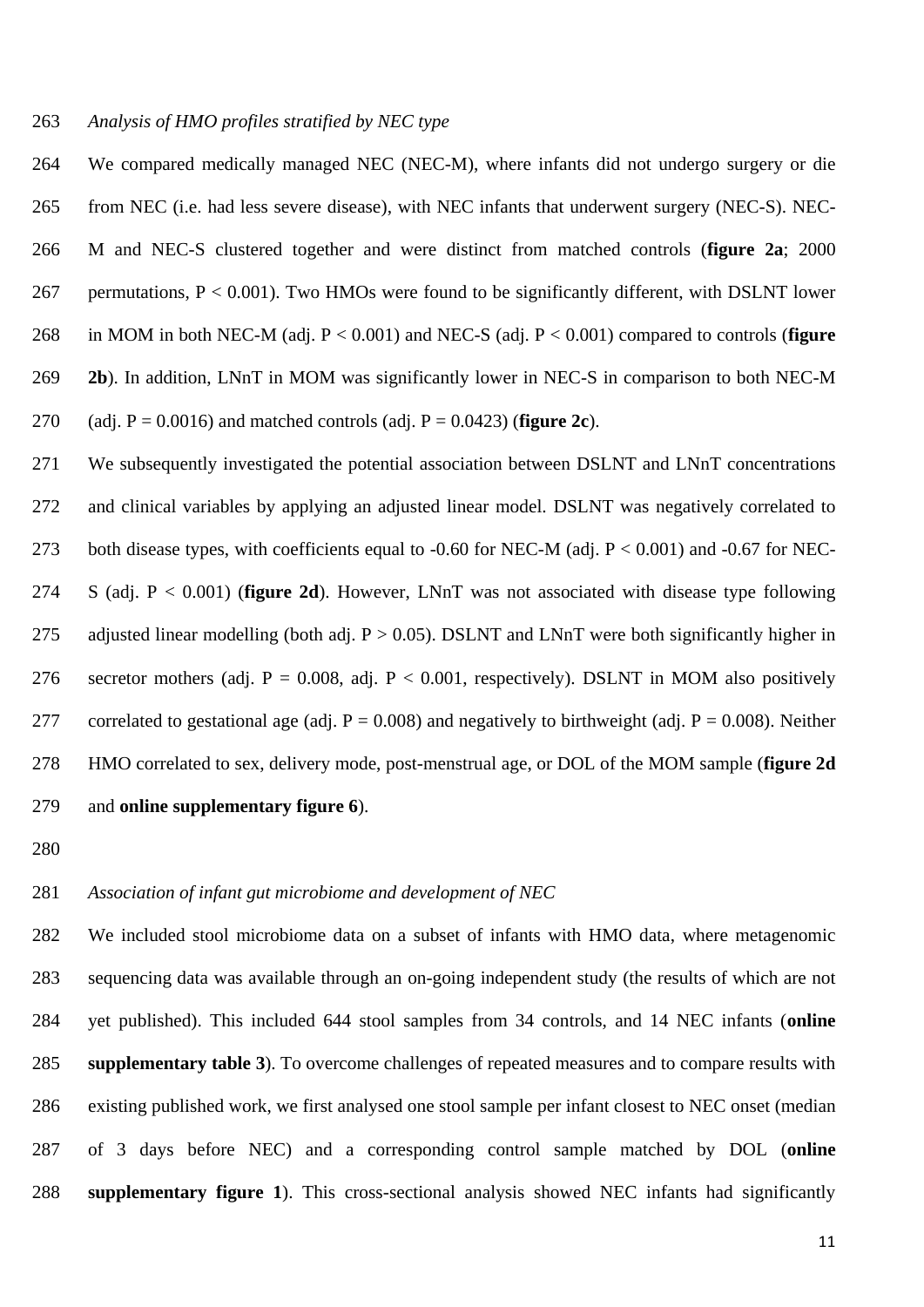*Analysis of HMO profiles stratified by NEC type*

We compared medically managed NEC (NEC-M), where infants did not undergo surgery or die from NEC (i.e. had less severe disease), with NEC infants that underwent surgery (NEC-S). NEC-M and NEC-S clustered together and were distinct from matched controls (**figure 2a**; 2000 permutations, $P < 0.001$). Two HMOs were found to be significantly different, with DSLNT lower in MOM in both NEC-M (adj. $P < 0.001$) and NEC-S (adj. $P < 0.001$) compared to controls (**figure 2b**). In addition, LNnT in MOM was significantly lower in NEC-S in comparison to both NEC-M (adj. $P = 0.0016$) and matched controls (adj. $P = 0.0423$) (**figure 2c**).

We subsequently investigated the potential association between DSLNT and LNnT concentrations and clinical variables by applying an adjusted linear model. DSLNT was negatively correlated to both disease types, with coefficients equal to -0.60 for NEC-M (adj. $P < 0.001$) and -0.67 for NEC-S (adj. $P < 0.001$) (**figure 2d**). However, LNnT was not associated with disease type following adjusted linear modelling (both adj. $P > 0.05$). DSLNT and LNnT were both significantly higher in secretor mothers (adj. $P = 0.008$, adj. $P < 0.001$, respectively). DSLNT in MOM also positively correlated to gestational age (adj. $P = 0.008$) and negatively to birthweight (adj. $P = 0.008$). Neither HMO correlated to sex, delivery mode, post-menstrual age, or DOL of the MOM sample (**figure 2d** and **online supplementary figure 6**).

*Association of infant gut microbiome and development of NEC*

We included stool microbiome data on a subset of infants with HMO data, where metagenomic sequencing data was available through an on-going independent study (the results of which are not yet published). This included 644 stool samples from 34 controls, and 14 NEC infants (**online supplementary table 3**). To overcome challenges of repeated measures and to compare results with existing published work, we first analysed one stool sample per infant closest to NEC onset (median of 3 days before NEC) and a corresponding control sample matched by DOL (**online supplementary figure 1**). This cross-sectional analysis showed NEC infants had significantly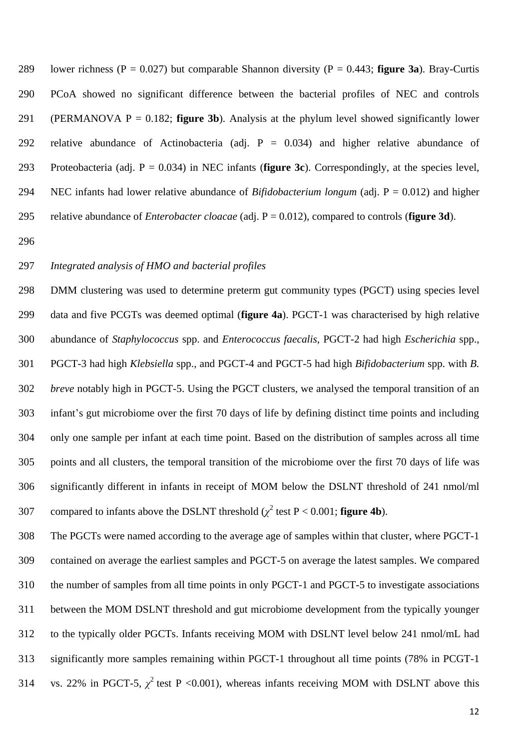lower richness (P = 0.027) but comparable Shannon diversity (P = 0.443; **figure 3a**). Bray-Curtis PCoA showed no significant difference between the bacterial profiles of NEC and controls (PERMANOVA P = 0.182; **figure 3b**). Analysis at the phylum level showed significantly lower relative abundance of Actinobacteria (adj. P = 0.034) and higher relative abundance of Proteobacteria (adj. P = 0.034) in NEC infants (**figure 3c**). Correspondingly, at the species level, NEC infants had lower relative abundance of *Bifidobacterium longum* (adj. P = 0.012) and higher relative abundance of *Enterobacter cloacae* (adj. P = 0.012), compared to controls (**figure 3d**).

*Integrated analysis of HMO and bacterial profiles*

DMM clustering was used to determine preterm gut community types (PGCT) using species level data and five PCGTs was deemed optimal (**figure 4a**). PGCT-1 was characterised by high relative abundance of *Staphylococcus* spp. and *Enterococcus faecalis*, PGCT-2 had high *Escherichia* spp., PGCT-3 had high *Klebsiella* spp., and PGCT-4 and PGCT-5 had high *Bifidobacterium* spp. with *B. breve* notably high in PGCT-5. Using the PGCT clusters, we analysed the temporal transition of an infant's gut microbiome over the first 70 days of life by defining distinct time points and including only one sample per infant at each time point. Based on the distribution of samples across all time points and all clusters, the temporal transition of the microbiome over the first 70 days of life was significantly different in infants in receipt of MOM below the DSLNT threshold of 241 nmol/ml compared to infants above the DSLNT threshold ($\chi^2$ test P < 0.001; **figure 4b**).

The PGCTs were named according to the average age of samples within that cluster, where PGCT-1 contained on average the earliest samples and PGCT-5 on average the latest samples. We compared the number of samples from all time points in only PGCT-1 and PGCT-5 to investigate associations between the MOM DSLNT threshold and gut microbiome development from the typically younger to the typically older PGCTs. Infants receiving MOM with DSLNT level below 241 nmol/mL had significantly more samples remaining within PGCT-1 throughout all time points (78% in PCGT-1 vs. 22% in PGCT-5, $\chi^2$ test P <0.001), whereas infants receiving MOM with DSLNT above this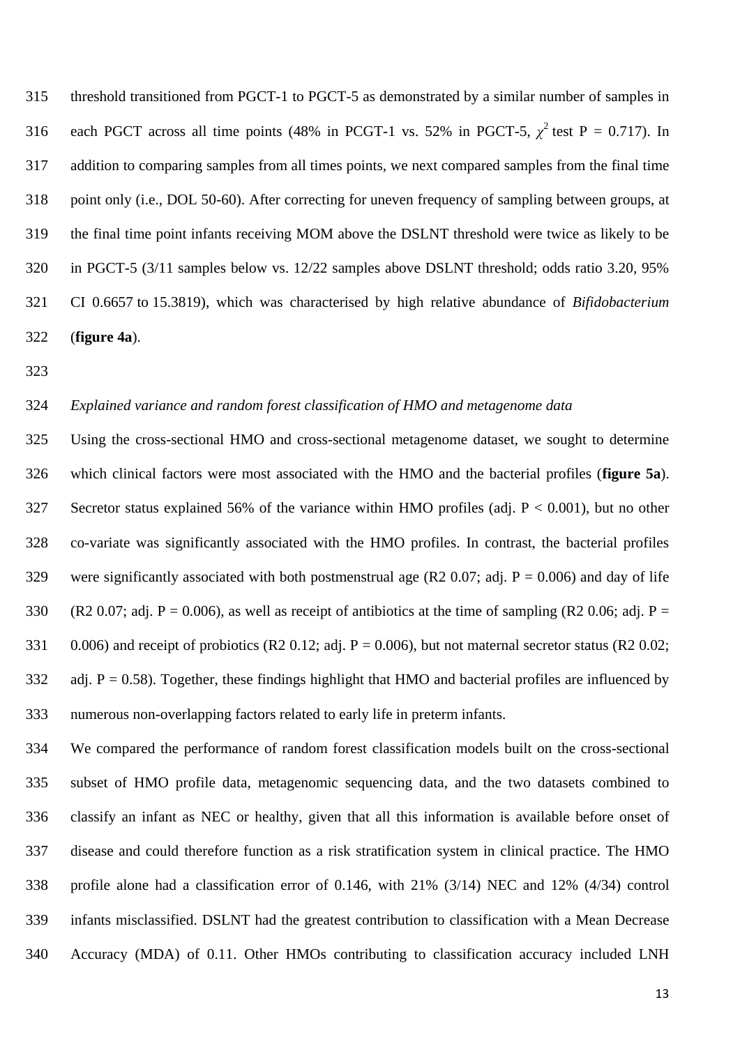threshold transitioned from PGCT-1 to PGCT-5 as demonstrated by a similar number of samples in each PGCT across all time points (48% in PCGT-1 vs. 52% in PGCT-5, $\chi^2$ test P = 0.717). In addition to comparing samples from all times points, we next compared samples from the final time point only (i.e., DOL 50-60). After correcting for uneven frequency of sampling between groups, at the final time point infants receiving MOM above the DSLNT threshold were twice as likely to be in PGCT-5 (3/11 samples below vs. 12/22 samples above DSLNT threshold; odds ratio 3.20, 95% CI 0.6657 to 15.3819), which was characterised by high relative abundance of *Bifidobacterium* (**figure 4a**).

*Explained variance and random forest classification of HMO and metagenome data*

Using the cross-sectional HMO and cross-sectional metagenome dataset, we sought to determine which clinical factors were most associated with the HMO and the bacterial profiles (**figure 5a**). Secretor status explained 56% of the variance within HMO profiles (adj. P < 0.001), but no other co-variate was significantly associated with the HMO profiles. In contrast, the bacterial profiles were significantly associated with both postmenstrual age (R2 0.07; adj. P = 0.006) and day of life (R2 0.07; adj. P = 0.006), as well as receipt of antibiotics at the time of sampling (R2 0.06; adj. P = 0.006) and receipt of probiotics (R2 0.12; adj. P = 0.006), but not maternal secretor status (R2 0.02; adj. P = 0.58). Together, these findings highlight that HMO and bacterial profiles are influenced by numerous non-overlapping factors related to early life in preterm infants.

We compared the performance of random forest classification models built on the cross-sectional subset of HMO profile data, metagenomic sequencing data, and the two datasets combined to classify an infant as NEC or healthy, given that all this information is available before onset of disease and could therefore function as a risk stratification system in clinical practice. The HMO profile alone had a classification error of 0.146, with 21% (3/14) NEC and 12% (4/34) control infants misclassified. DSLNT had the greatest contribution to classification with a Mean Decrease Accuracy (MDA) of 0.11. Other HMOs contributing to classification accuracy included LNH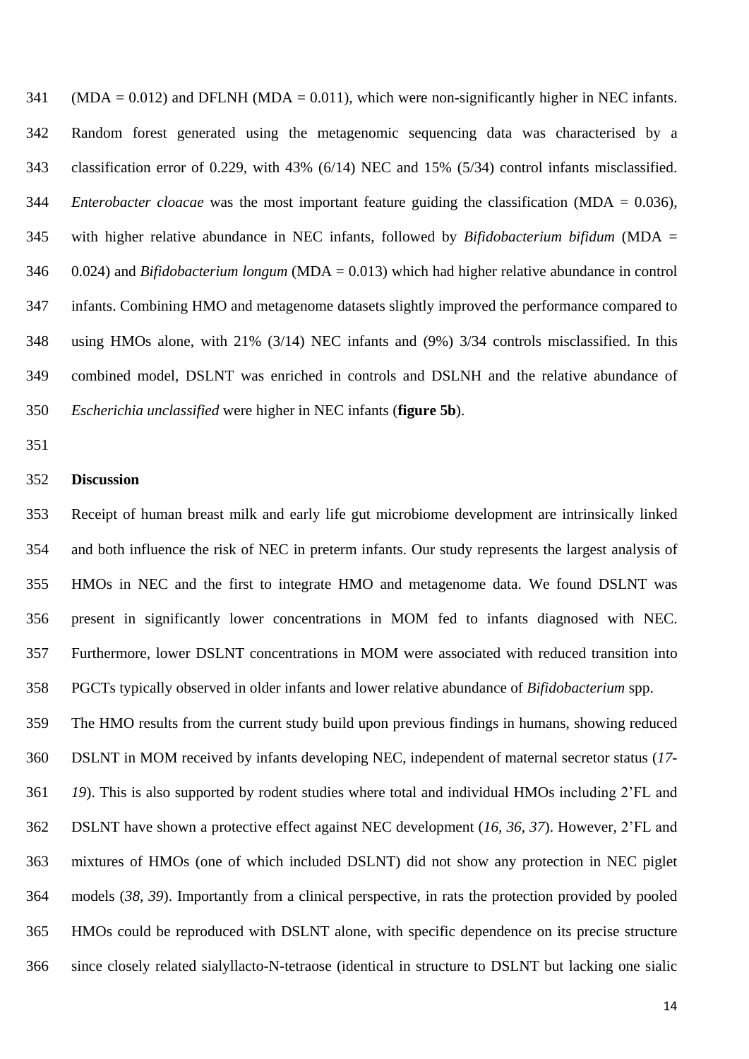(MDA = 0.012) and DFLNH (MDA = 0.011), which were non-significantly higher in NEC infants. Random forest generated using the metagenomic sequencing data was characterised by a classification error of 0.229, with 43% (6/14) NEC and 15% (5/34) control infants misclassified. *Enterobacter cloacae* was the most important feature guiding the classification (MDA = 0.036), with higher relative abundance in NEC infants, followed by *Bifidobacterium bifidum* (MDA = 0.024) and *Bifidobacterium longum* (MDA = 0.013) which had higher relative abundance in control infants. Combining HMO and metagenome datasets slightly improved the performance compared to using HMOs alone, with 21% (3/14) NEC infants and (9%) 3/34 controls misclassified. In this combined model, DSLNT was enriched in controls and DSLNH and the relative abundance of *Escherichia unclassified* were higher in NEC infants (**figure 5b**).

## Discussion

Receipt of human breast milk and early life gut microbiome development are intrinsically linked and both influence the risk of NEC in preterm infants. Our study represents the largest analysis of HMOs in NEC and the first to integrate HMO and metagenome data. We found DSLNT was present in significantly lower concentrations in MOM fed to infants diagnosed with NEC. Furthermore, lower DSLNT concentrations in MOM were associated with reduced transition into PGCTs typically observed in older infants and lower relative abundance of *Bifidobacterium* spp.

The HMO results from the current study build upon previous findings in humans, showing reduced DSLNT in MOM received by infants developing NEC, independent of maternal secretor status (*17-19*). This is also supported by rodent studies where total and individual HMOs including 2'FL and DSLNT have shown a protective effect against NEC development (*16, 36, 37*). However, 2'FL and mixtures of HMOs (one of which included DSLNT) did not show any protection in NEC piglet models (*38, 39*). Importantly from a clinical perspective, in rats the protection provided by pooled HMOs could be reproduced with DSLNT alone, with specific dependence on its precise structure since closely related sialyllacto-N-tetraose (identical in structure to DSLNT but lacking one sialic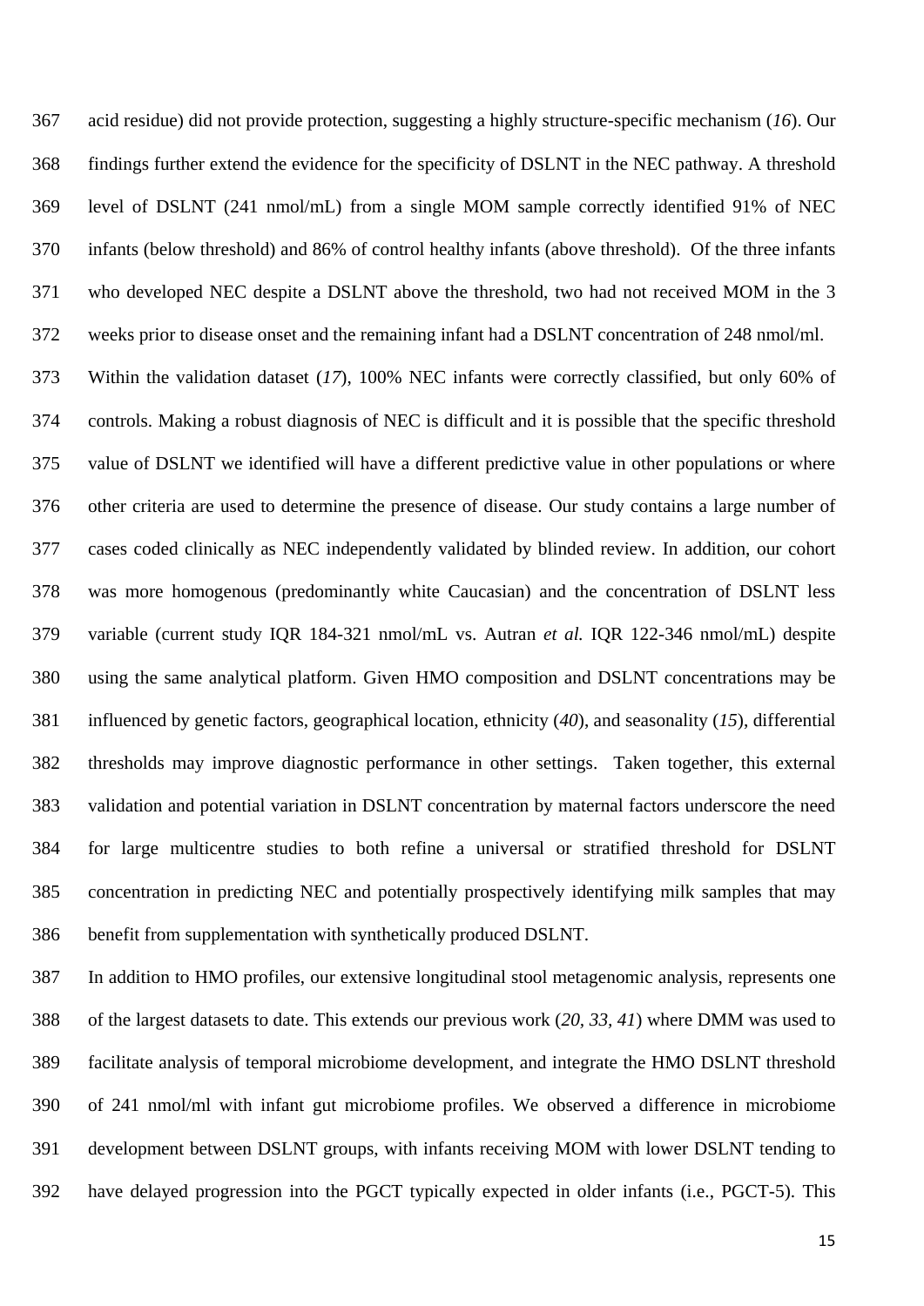acid residue) did not provide protection, suggesting a highly structure-specific mechanism (*16*). Our findings further extend the evidence for the specificity of DSLNT in the NEC pathway. A threshold level of DSLNT (241 nmol/mL) from a single MOM sample correctly identified 91% of NEC infants (below threshold) and 86% of control healthy infants (above threshold). Of the three infants who developed NEC despite a DSLNT above the threshold, two had not received MOM in the 3 weeks prior to disease onset and the remaining infant had a DSLNT concentration of 248 nmol/ml.

Within the validation dataset (*17*), 100% NEC infants were correctly classified, but only 60% of controls. Making a robust diagnosis of NEC is difficult and it is possible that the specific threshold value of DSLNT we identified will have a different predictive value in other populations or where other criteria are used to determine the presence of disease. Our study contains a large number of cases coded clinically as NEC independently validated by blinded review. In addition, our cohort was more homogenous (predominantly white Caucasian) and the concentration of DSLNT less variable (current study IQR 184-321 nmol/mL vs. Autran *et al.* IQR 122-346 nmol/mL) despite using the same analytical platform. Given HMO composition and DSLNT concentrations may be influenced by genetic factors, geographical location, ethnicity (*40*), and seasonality (*15*), differential thresholds may improve diagnostic performance in other settings. Taken together, this external validation and potential variation in DSLNT concentration by maternal factors underscore the need for large multicentre studies to both refine a universal or stratified threshold for DSLNT concentration in predicting NEC and potentially prospectively identifying milk samples that may benefit from supplementation with synthetically produced DSLNT.

In addition to HMO profiles, our extensive longitudinal stool metagenomic analysis, represents one of the largest datasets to date. This extends our previous work (*20, 33, 41*) where DMM was used to facilitate analysis of temporal microbiome development, and integrate the HMO DSLNT threshold of 241 nmol/ml with infant gut microbiome profiles. We observed a difference in microbiome development between DSLNT groups, with infants receiving MOM with lower DSLNT tending to have delayed progression into the PGCT typically expected in older infants (i.e., PGCT-5). This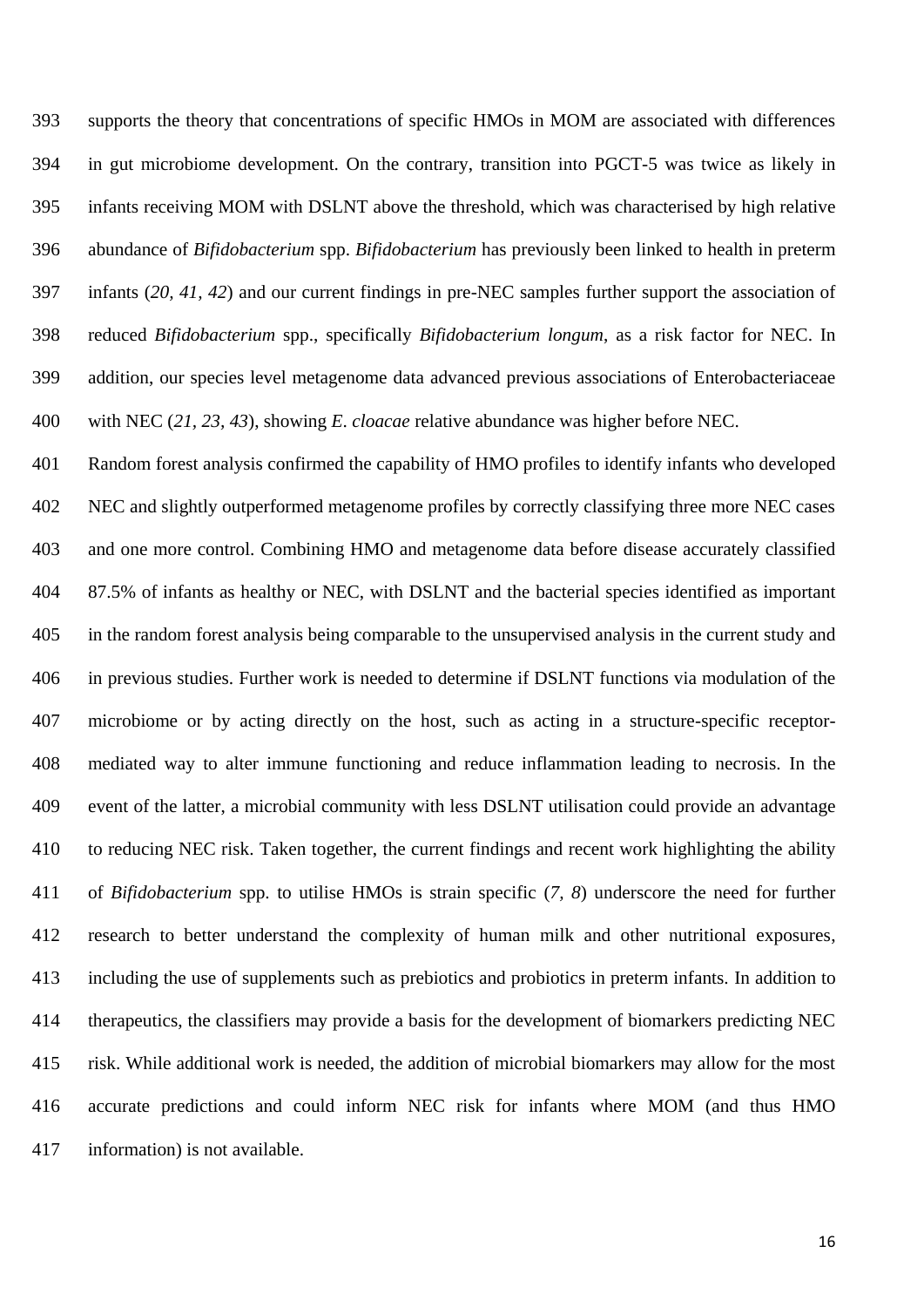supports the theory that concentrations of specific HMOs in MOM are associated with differences in gut microbiome development. On the contrary, transition into PGCT-5 was twice as likely in infants receiving MOM with DSLNT above the threshold, which was characterised by high relative abundance of *Bifidobacterium* spp. *Bifidobacterium* has previously been linked to health in preterm infants (*20, 41, 42*) and our current findings in pre-NEC samples further support the association of reduced *Bifidobacterium* spp., specifically *Bifidobacterium longum*, as a risk factor for NEC. In addition, our species level metagenome data advanced previous associations of Enterobacteriaceae with NEC (*21, 23, 43*), showing *E. cloacae* relative abundance was higher before NEC.

Random forest analysis confirmed the capability of HMO profiles to identify infants who developed NEC and slightly outperformed metagenome profiles by correctly classifying three more NEC cases and one more control. Combining HMO and metagenome data before disease accurately classified 87.5% of infants as healthy or NEC, with DSLNT and the bacterial species identified as important in the random forest analysis being comparable to the unsupervised analysis in the current study and in previous studies. Further work is needed to determine if DSLNT functions via modulation of the microbiome or by acting directly on the host, such as acting in a structure-specific receptor-mediated way to alter immune functioning and reduce inflammation leading to necrosis. In the event of the latter, a microbial community with less DSLNT utilisation could provide an advantage to reducing NEC risk. Taken together, the current findings and recent work highlighting the ability of *Bifidobacterium* spp. to utilise HMOs is strain specific (*7, 8*) underscore the need for further research to better understand the complexity of human milk and other nutritional exposures, including the use of supplements such as prebiotics and probiotics in preterm infants. In addition to therapeutics, the classifiers may provide a basis for the development of biomarkers predicting NEC risk. While additional work is needed, the addition of microbial biomarkers may allow for the most accurate predictions and could inform NEC risk for infants where MOM (and thus HMO information) is not available.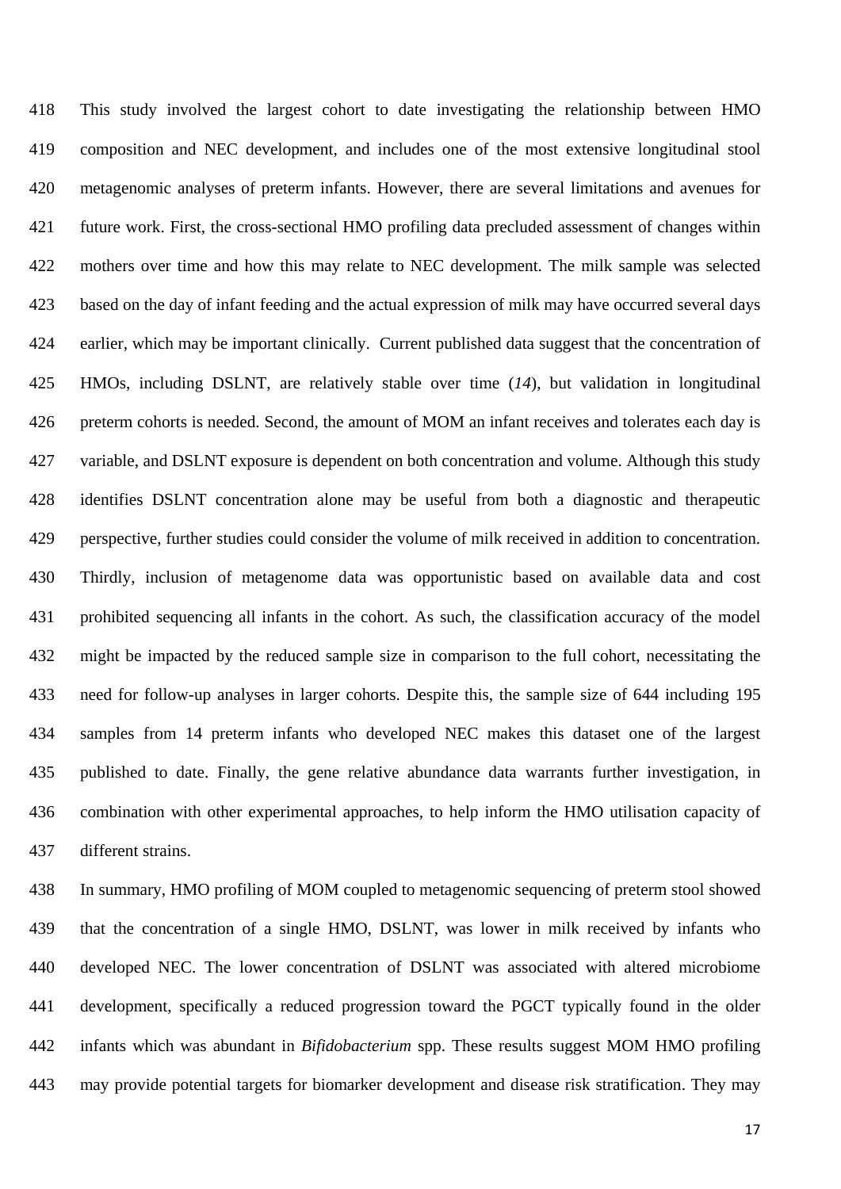This study involved the largest cohort to date investigating the relationship between HMO composition and NEC development, and includes one of the most extensive longitudinal stool metagenomic analyses of preterm infants. However, there are several limitations and avenues for future work. First, the cross-sectional HMO profiling data precluded assessment of changes within mothers over time and how this may relate to NEC development. The milk sample was selected based on the day of infant feeding and the actual expression of milk may have occurred several days earlier, which may be important clinically. Current published data suggest that the concentration of HMOs, including DSLNT, are relatively stable over time (*14*), but validation in longitudinal preterm cohorts is needed. Second, the amount of MOM an infant receives and tolerates each day is variable, and DSLNT exposure is dependent on both concentration and volume. Although this study identifies DSLNT concentration alone may be useful from both a diagnostic and therapeutic perspective, further studies could consider the volume of milk received in addition to concentration. Thirdly, inclusion of metagenome data was opportunistic based on available data and cost prohibited sequencing all infants in the cohort. As such, the classification accuracy of the model might be impacted by the reduced sample size in comparison to the full cohort, necessitating the need for follow-up analyses in larger cohorts. Despite this, the sample size of 644 including 195 samples from 14 preterm infants who developed NEC makes this dataset one of the largest published to date. Finally, the gene relative abundance data warrants further investigation, in combination with other experimental approaches, to help inform the HMO utilisation capacity of different strains.

In summary, HMO profiling of MOM coupled to metagenomic sequencing of preterm stool showed that the concentration of a single HMO, DSLNT, was lower in milk received by infants who developed NEC. The lower concentration of DSLNT was associated with altered microbiome development, specifically a reduced progression toward the PGCT typically found in the older infants which was abundant in *Bifidobacterium* spp. These results suggest MOM HMO profiling may provide potential targets for biomarker development and disease risk stratification. They may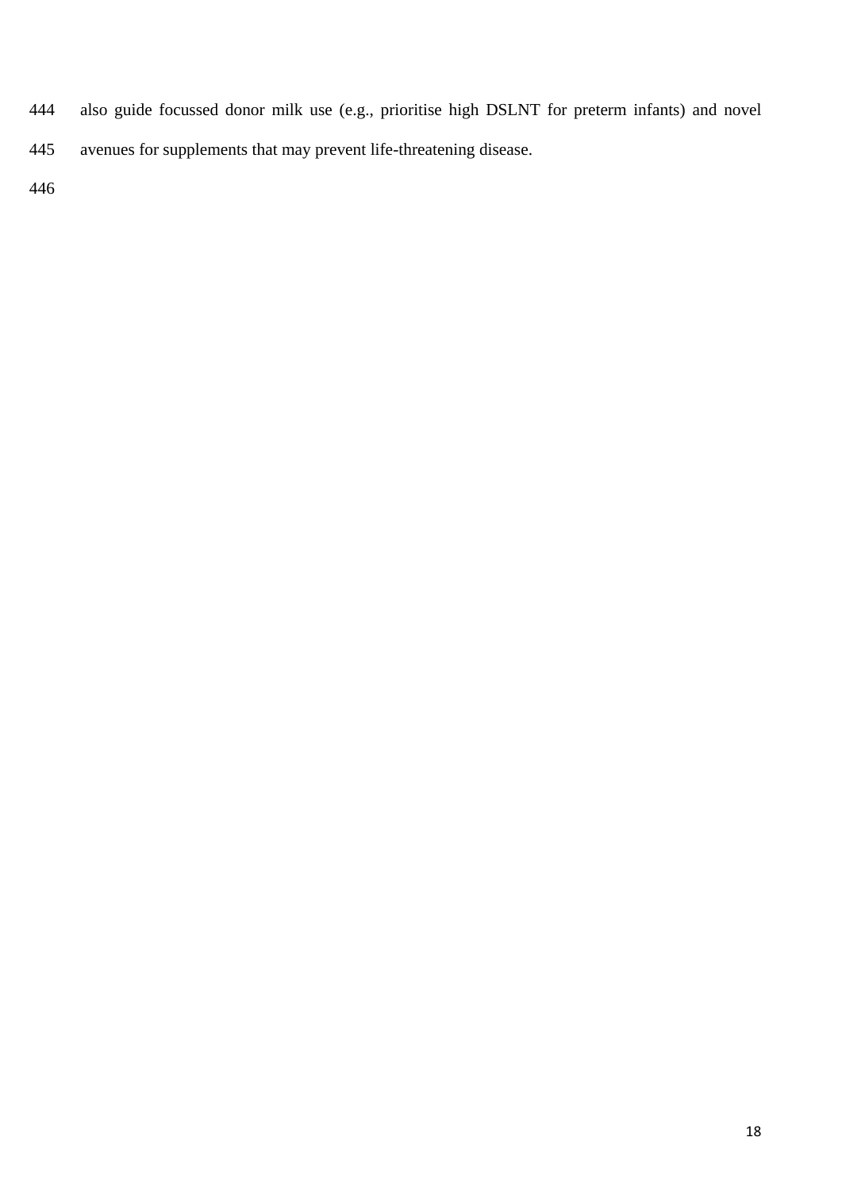also guide focussed donor milk use (e.g., prioritise high DSLNT for preterm infants) and novel avenues for supplements that may prevent life-threatening disease.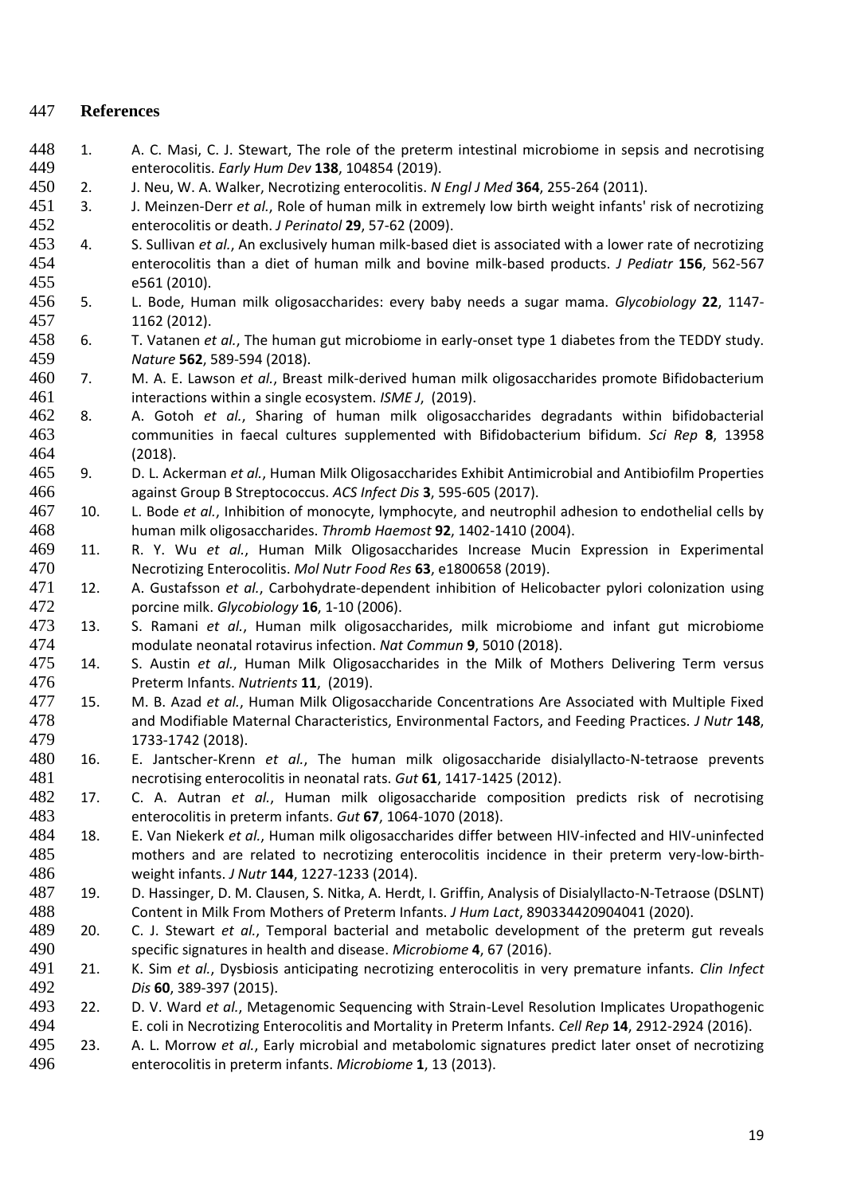## References

1. A. C. Masi, C. J. Stewart, The role of the preterm intestinal microbiome in sepsis and necrotising enterocolitis. *Early Hum Dev* **138**, 104854 (2019).
2. J. Neu, W. A. Walker, Necrotizing enterocolitis. *N Engl J Med* **364**, 255-264 (2011).
3. J. Meinzen-Derr *et al.*, Role of human milk in extremely low birth weight infants' risk of necrotizing enterocolitis or death. *J Perinatol* **29**, 57-62 (2009).
4. S. Sullivan *et al.*, An exclusively human milk-based diet is associated with a lower rate of necrotizing enterocolitis than a diet of human milk and bovine milk-based products. *J Pediatr* **156**, 562-567 e561 (2010).
5. L. Bode, Human milk oligosaccharides: every baby needs a sugar mama. *Glycobiology* **22**, 1147-1162 (2012).
6. T. Vatanen *et al.*, The human gut microbiome in early-onset type 1 diabetes from the TEDDY study. *Nature* **562**, 589-594 (2018).
7. M. A. E. Lawson *et al.*, Breast milk-derived human milk oligosaccharides promote Bifidobacterium interactions within a single ecosystem. *ISME J*, (2019).
8. A. Gotoh *et al.*, Sharing of human milk oligosaccharides degradants within bifidobacterial communities in faecal cultures supplemented with Bifidobacterium bifidum. *Sci Rep* **8**, 13958 (2018).
9. D. L. Ackerman *et al.*, Human Milk Oligosaccharides Exhibit Antimicrobial and Antibiofilm Properties against Group B Streptococcus. *ACS Infect Dis* **3**, 595-605 (2017).
10. L. Bode *et al.*, Inhibition of monocyte, lymphocyte, and neutrophil adhesion to endothelial cells by human milk oligosaccharides. *Thromb Haemost* **92**, 1402-1410 (2004).
11. R. Y. Wu *et al.*, Human Milk Oligosaccharides Increase Mucin Expression in Experimental Necrotizing Enterocolitis. *Mol Nutr Food Res* **63**, e1800658 (2019).
12. A. Gustafsson *et al.*, Carbohydrate-dependent inhibition of Helicobacter pylori colonization using porcine milk. *Glycobiology* **16**, 1-10 (2006).
13. S. Ramani *et al.*, Human milk oligosaccharides, milk microbiome and infant gut microbiome modulate neonatal rotavirus infection. *Nat Commun* **9**, 5010 (2018).
14. S. Austin *et al.*, Human Milk Oligosaccharides in the Milk of Mothers Delivering Term versus Preterm Infants. *Nutrients* **11**, (2019).
15. M. B. Azad *et al.*, Human Milk Oligosaccharide Concentrations Are Associated with Multiple Fixed and Modifiable Maternal Characteristics, Environmental Factors, and Feeding Practices. *J Nutr* **148**, 1733-1742 (2018).
16. E. Jantscher-Krenn *et al.*, The human milk oligosaccharide disialyllacto-N-tetraose prevents necrotising enterocolitis in neonatal rats. *Gut* **61**, 1417-1425 (2012).
17. C. A. Autran *et al.*, Human milk oligosaccharide composition predicts risk of necrotising enterocolitis in preterm infants. *Gut* **67**, 1064-1070 (2018).
18. E. Van Niekerk *et al.*, Human milk oligosaccharides differ between HIV-infected and HIV-uninfected mothers and are related to necrotizing enterocolitis incidence in their preterm very-low-birth-weight infants. *J Nutr* **144**, 1227-1233 (2014).
19. D. Hassinger, D. M. Clausen, S. Nitka, A. Herdt, I. Griffin, Analysis of Disialyllacto-N-Tetraose (DSLNT) Content in Milk From Mothers of Preterm Infants. *J Hum Lact*, 890334420904041 (2020).
20. C. J. Stewart *et al.*, Temporal bacterial and metabolic development of the preterm gut reveals specific signatures in health and disease. *Microbiome* **4**, 67 (2016).
21. K. Sim *et al.*, Dysbiosis anticipating necrotizing enterocolitis in very premature infants. *Clin Infect Dis* **60**, 389-397 (2015).
22. D. V. Ward *et al.*, Metagenomic Sequencing with Strain-Level Resolution Implicates Uropathogenic E. coli in Necrotizing Enterocolitis and Mortality in Preterm Infants. *Cell Rep* **14**, 2912-2924 (2016).
23. A. L. Morrow *et al.*, Early microbial and metabolomic signatures predict later onset of necrotizing enterocolitis in preterm infants. *Microbiome* **1**, 13 (2013).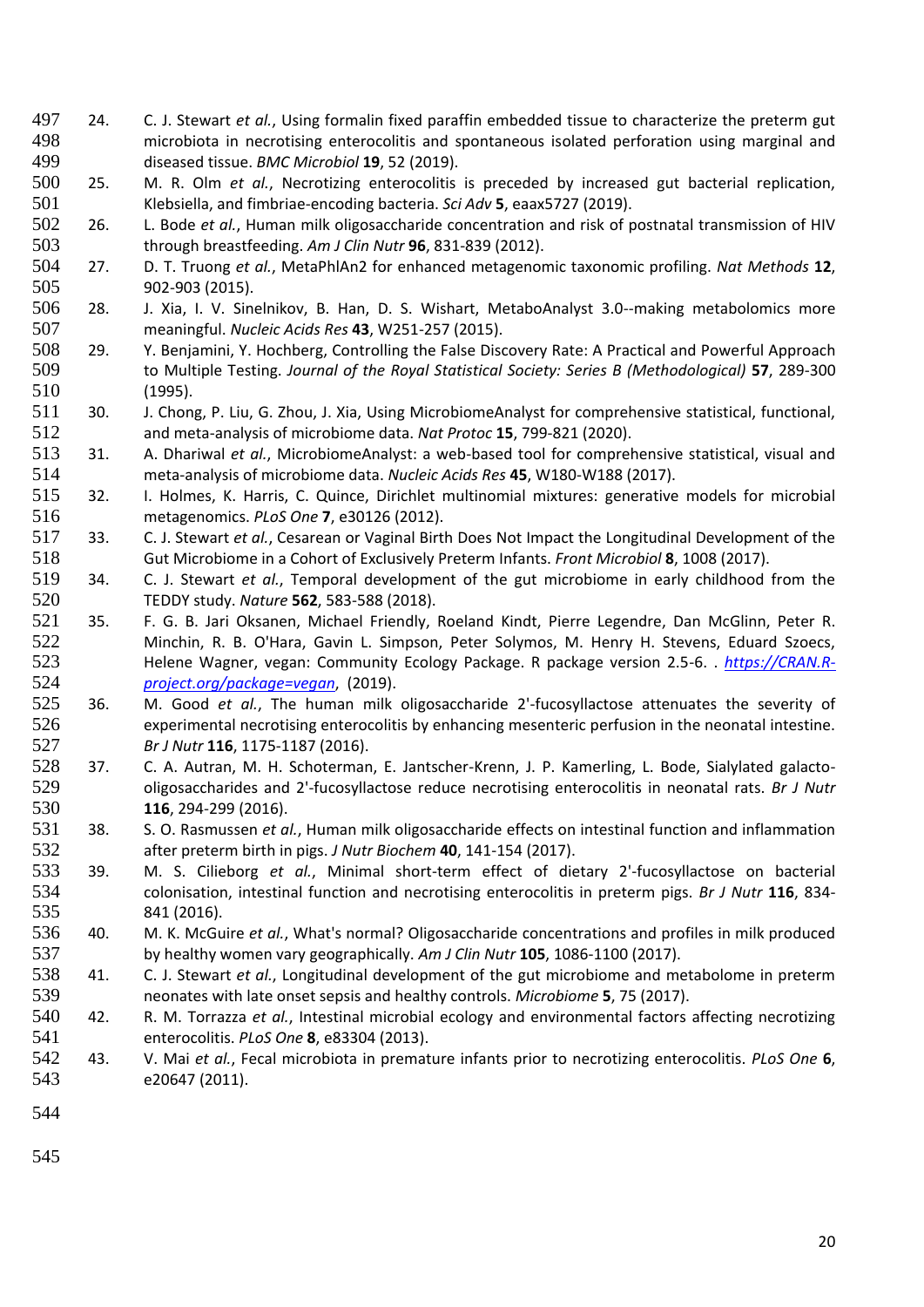24. C. J. Stewart *et al.*, Using formalin fixed paraffin embedded tissue to characterize the preterm gut microbiota in necrotising enterocolitis and spontaneous isolated perforation using marginal and diseased tissue. *BMC Microbiol* **19**, 52 (2019).
25. M. R. Olm *et al.*, Necrotizing enterocolitis is preceded by increased gut bacterial replication, Klebsiella, and fimbriae-encoding bacteria. *Sci Adv* **5**, eaax5727 (2019).
26. L. Bode *et al.*, Human milk oligosaccharide concentration and risk of postnatal transmission of HIV through breastfeeding. *Am J Clin Nutr* **96**, 831-839 (2012).
27. D. T. Truong *et al.*, MetaPhlAn2 for enhanced metagenomic taxonomic profiling. *Nat Methods* **12**, 902-903 (2015).
28. J. Xia, I. V. Sinelnikov, B. Han, D. S. Wishart, MetaboAnalyst 3.0--making metabolomics more meaningful. *Nucleic Acids Res* **43**, W251-257 (2015).
29. Y. Benjamini, Y. Hochberg, Controlling the False Discovery Rate: A Practical and Powerful Approach to Multiple Testing. *Journal of the Royal Statistical Society: Series B (Methodological)* **57**, 289-300 (1995).
30. J. Chong, P. Liu, G. Zhou, J. Xia, Using MicrobiomeAnalyst for comprehensive statistical, functional, and meta-analysis of microbiome data. *Nat Protoc* **15**, 799-821 (2020).
31. A. Dhariwal *et al.*, MicrobiomeAnalyst: a web-based tool for comprehensive statistical, visual and meta-analysis of microbiome data. *Nucleic Acids Res* **45**, W180-W188 (2017).
32. I. Holmes, K. Harris, C. Quince, Dirichlet multinomial mixtures: generative models for microbial metagenomics. *PLoS One* **7**, e30126 (2012).
33. C. J. Stewart *et al.*, Cesarean or Vaginal Birth Does Not Impact the Longitudinal Development of the Gut Microbiome in a Cohort of Exclusively Preterm Infants. *Front Microbiol* **8**, 1008 (2017).
34. C. J. Stewart *et al.*, Temporal development of the gut microbiome in early childhood from the TEDDY study. *Nature* **562**, 583-588 (2018).
35. F. G. B. Jari Oksanen, Michael Friendly, Roeland Kindt, Pierre Legendre, Dan McGlinn, Peter R. Minchin, R. B. O'Hara, Gavin L. Simpson, Peter Solymos, M. Henry H. Stevens, Eduard Szoecs, Helene Wagner, vegan: Community Ecology Package. R package version 2.5-6. . *https://CRAN.R-project.org/package=vegan*, (2019).
36. M. Good *et al.*, The human milk oligosaccharide 2'-fucosyllactose attenuates the severity of experimental necrotising enterocolitis by enhancing mesenteric perfusion in the neonatal intestine. *Br J Nutr* **116**, 1175-1187 (2016).
37. C. A. Autran, M. H. Schoterman, E. Jantscher-Krenn, J. P. Kamerling, L. Bode, Sialylated galacto-oligosaccharides and 2'-fucosyllactose reduce necrotising enterocolitis in neonatal rats. *Br J Nutr* **116**, 294-299 (2016).
38. S. O. Rasmussen *et al.*, Human milk oligosaccharide effects on intestinal function and inflammation after preterm birth in pigs. *J Nutr Biochem* **40**, 141-154 (2017).
39. M. S. Cilieborg *et al.*, Minimal short-term effect of dietary 2'-fucosyllactose on bacterial colonisation, intestinal function and necrotising enterocolitis in preterm pigs. *Br J Nutr* **116**, 834-841 (2016).
40. M. K. McGuire *et al.*, What's normal? Oligosaccharide concentrations and profiles in milk produced by healthy women vary geographically. *Am J Clin Nutr* **105**, 1086-1100 (2017).
41. C. J. Stewart *et al.*, Longitudinal development of the gut microbiome and metabolome in preterm neonates with late onset sepsis and healthy controls. *Microbiome* **5**, 75 (2017).
42. R. M. Torrazza *et al.*, Intestinal microbial ecology and environmental factors affecting necrotizing enterocolitis. *PLoS One* **8**, e83304 (2013).
43. V. Mai *et al.*, Fecal microbiota in premature infants prior to necrotizing enterocolitis. *PLoS One* **6**, e20647 (2011).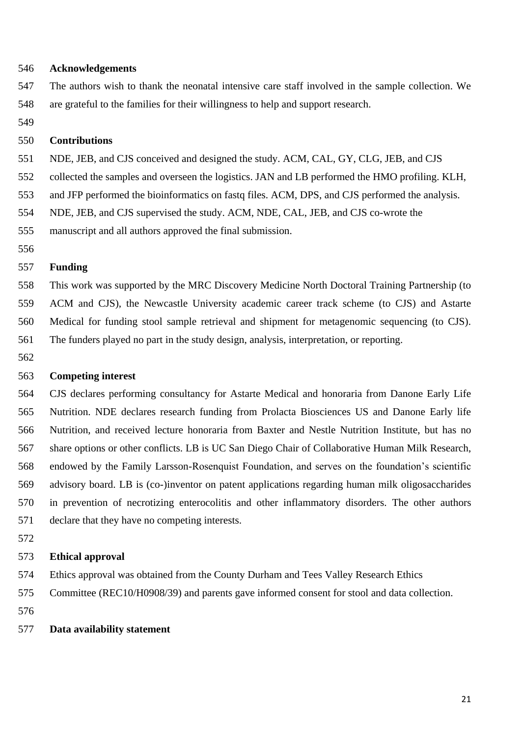## Acknowledgements

The authors wish to thank the neonatal intensive care staff involved in the sample collection. We are grateful to the families for their willingness to help and support research.

## Contributions

NDE, JEB, and CJS conceived and designed the study. ACM, CAL, GY, CLG, JEB, and CJS collected the samples and overseen the logistics. JAN and LB performed the HMO profiling. KLH, and JFP performed the bioinformatics on fastq files. ACM, DPS, and CJS performed the analysis. NDE, JEB, and CJS supervised the study. ACM, NDE, CAL, JEB, and CJS co-wrote the manuscript and all authors approved the final submission.

## Funding

This work was supported by the MRC Discovery Medicine North Doctoral Training Partnership (to ACM and CJS), the Newcastle University academic career track scheme (to CJS) and Astarte Medical for funding stool sample retrieval and shipment for metagenomic sequencing (to CJS). The funders played no part in the study design, analysis, interpretation, or reporting.

## Competing interest

CJS declares performing consultancy for Astarte Medical and honoraria from Danone Early Life Nutrition. NDE declares research funding from Prolacta Biosciences US and Danone Early life Nutrition, and received lecture honoraria from Baxter and Nestle Nutrition Institute, but has no share options or other conflicts. LB is UC San Diego Chair of Collaborative Human Milk Research, endowed by the Family Larsson-Rosenquist Foundation, and serves on the foundation's scientific advisory board. LB is (co-)inventor on patent applications regarding human milk oligosaccharides in prevention of necrotizing enterocolitis and other inflammatory disorders. The other authors declare that they have no competing interests.

## Ethical approval

Ethics approval was obtained from the County Durham and Tees Valley Research Ethics Committee (REC10/H0908/39) and parents gave informed consent for stool and data collection.

## Data availability statement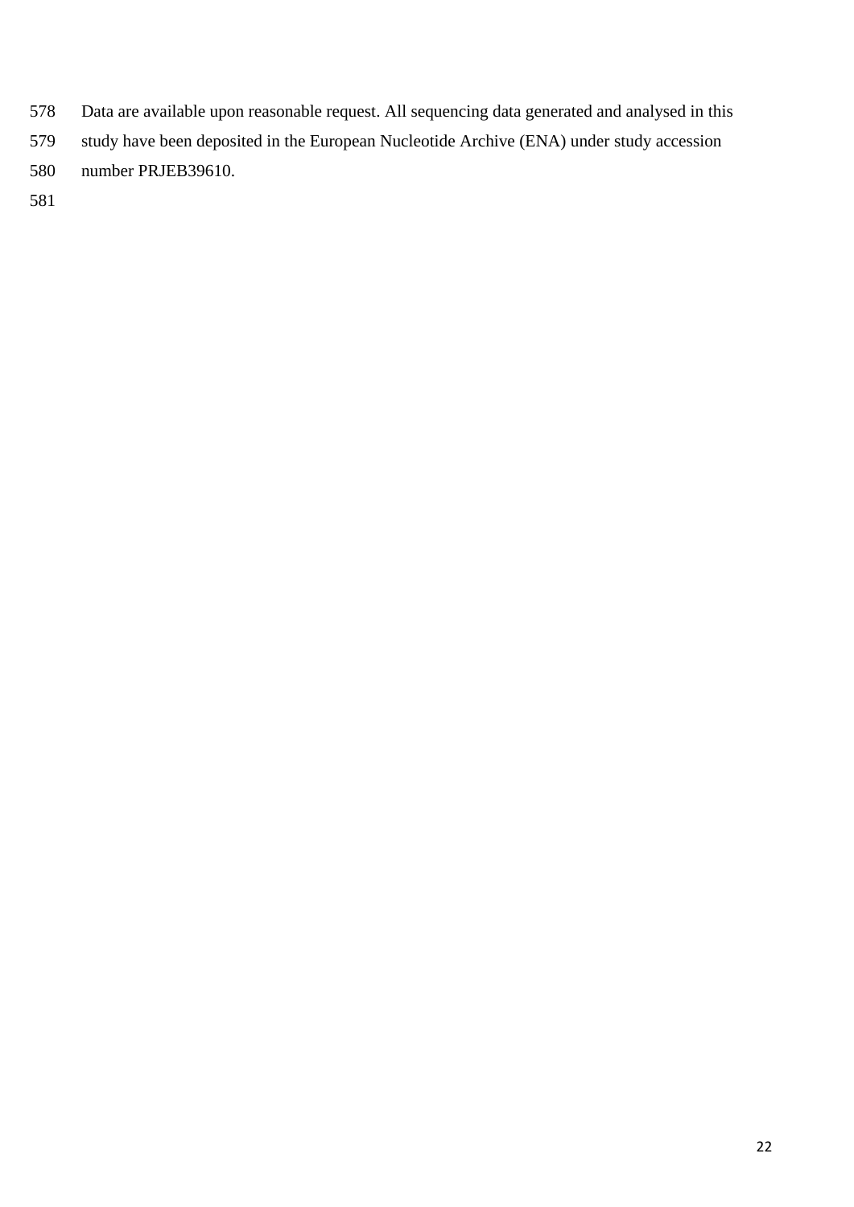Data are available upon reasonable request. All sequencing data generated and analysed in this study have been deposited in the European Nucleotide Archive (ENA) under study accession number PRJEB39610.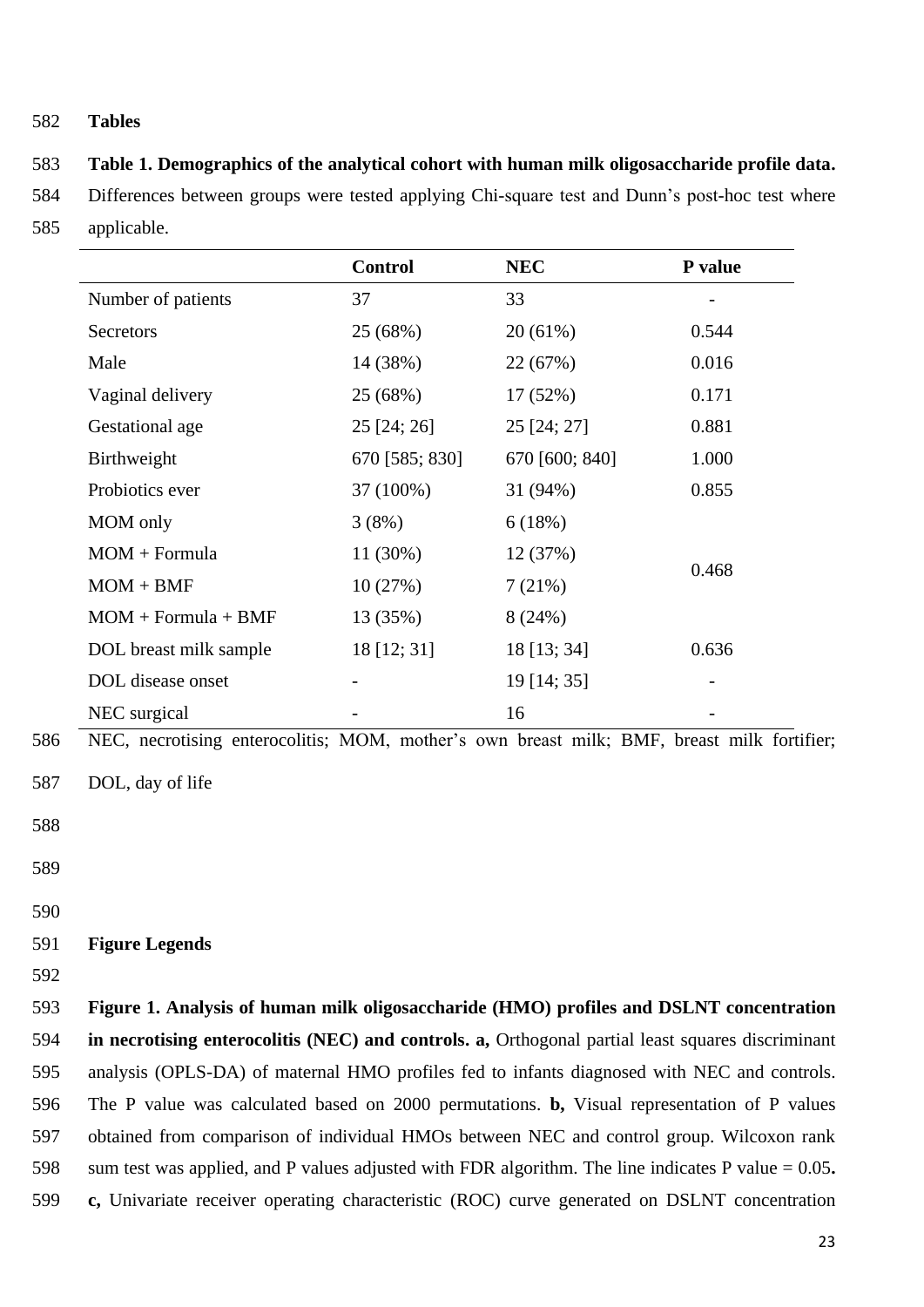## Tables

**Table 1. Demographics of the analytical cohort with human milk oligosaccharide profile data.** Differences between groups were tested applying Chi-square test and Dunn's post-hoc test where applicable.

| | Control | NEC | P value |
|---|---|---|---|
| Number of patients | 37 | 33 | - |
| Secretors | 25 (68%) | 20 (61%) | 0.544 |
| Male | 14 (38%) | 22 (67%) | 0.016 |
| Vaginal delivery | 25 (68%) | 17 (52%) | 0.171 |
| Gestational age | 25 [24; 26] | 25 [24; 27] | 0.881 |
| Birthweight | 670 [585; 830] | 670 [600; 840] | 1.000 |
| Probiotics ever | 37 (100%) | 31 (94%) | 0.855 |
| MOM only | 3 (8%) | 6 (18%) | 0.468 |
| MOM + Formula | 11 (30%) | 12 (37%) | |
| MOM + BMF | 10 (27%) | 7 (21%) | |
| MOM + Formula + BMF | 13 (35%) | 8 (24%) | |
| DOL breast milk sample | 18 [12; 31] | 18 [13; 34] | 0.636 |
| DOL disease onset | - | 19 [14; 35] | - |
| NEC surgical | - | 16 | - |

NEC, necrotising enterocolitis; MOM, mother's own breast milk; BMF, breast milk fortifier; DOL, day of life

## Figure Legends

**Figure 1. Analysis of human milk oligosaccharide (HMO) profiles and DSLNT concentration in necrotising enterocolitis (NEC) and controls. a,** Orthogonal partial least squares discriminant analysis (OPLS-DA) of maternal HMO profiles fed to infants diagnosed with NEC and controls. The P value was calculated based on 2000 permutations. **b,** Visual representation of P values obtained from comparison of individual HMOs between NEC and control group. Wilcoxon rank sum test was applied, and P values adjusted with FDR algorithm. The line indicates P value = 0.05**.** **c,** Univariate receiver operating characteristic (ROC) curve generated on DSLNT concentration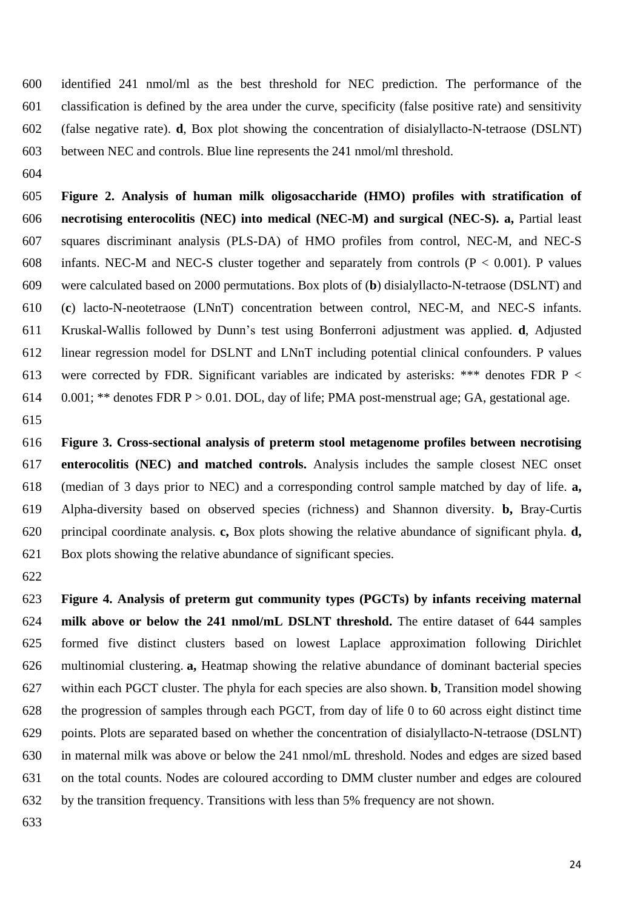identified 241 nmol/ml as the best threshold for NEC prediction. The performance of the classification is defined by the area under the curve, specificity (false positive rate) and sensitivity (false negative rate). **d**, Box plot showing the concentration of disialyllacto-N-tetraose (DSLNT) between NEC and controls. Blue line represents the 241 nmol/ml threshold.

**Figure 2. Analysis of human milk oligosaccharide (HMO) profiles with stratification of necrotising enterocolitis (NEC) into medical (NEC-M) and surgical (NEC-S). a,** Partial least squares discriminant analysis (PLS-DA) of HMO profiles from control, NEC-M, and NEC-S infants. NEC-M and NEC-S cluster together and separately from controls ($P < 0.001$). P values were calculated based on 2000 permutations. Box plots of (**b**) disialyllacto-N-tetraose (DSLNT) and (**c**) lacto-N-neotetraose (LNnT) concentration between control, NEC-M, and NEC-S infants. Kruskal-Wallis followed by Dunn's test using Bonferroni adjustment was applied. **d**, Adjusted linear regression model for DSLNT and LNnT including potential clinical confounders. P values were corrected by FDR. Significant variables are indicated by asterisks: *** denotes FDR $P < 0.001$; ** denotes FDR $P > 0.01$. DOL, day of life; PMA post-menstrual age; GA, gestational age.

**Figure 3. Cross-sectional analysis of preterm stool metagenome profiles between necrotising enterocolitis (NEC) and matched controls.** Analysis includes the sample closest NEC onset (median of 3 days prior to NEC) and a corresponding control sample matched by day of life. **a,** Alpha-diversity based on observed species (richness) and Shannon diversity. **b,** Bray-Curtis principal coordinate analysis. **c,** Box plots showing the relative abundance of significant phyla. **d,** Box plots showing the relative abundance of significant species.

**Figure 4. Analysis of preterm gut community types (PGCTs) by infants receiving maternal milk above or below the 241 nmol/mL DSLNT threshold.** The entire dataset of 644 samples formed five distinct clusters based on lowest Laplace approximation following Dirichlet multinomial clustering. **a,** Heatmap showing the relative abundance of dominant bacterial species within each PGCT cluster. The phyla for each species are also shown. **b**, Transition model showing the progression of samples through each PGCT, from day of life 0 to 60 across eight distinct time points. Plots are separated based on whether the concentration of disialyllacto-N-tetraose (DSLNT) in maternal milk was above or below the 241 nmol/mL threshold. Nodes and edges are sized based on the total counts. Nodes are coloured according to DMM cluster number and edges are coloured by the transition frequency. Transitions with less than 5% frequency are not shown.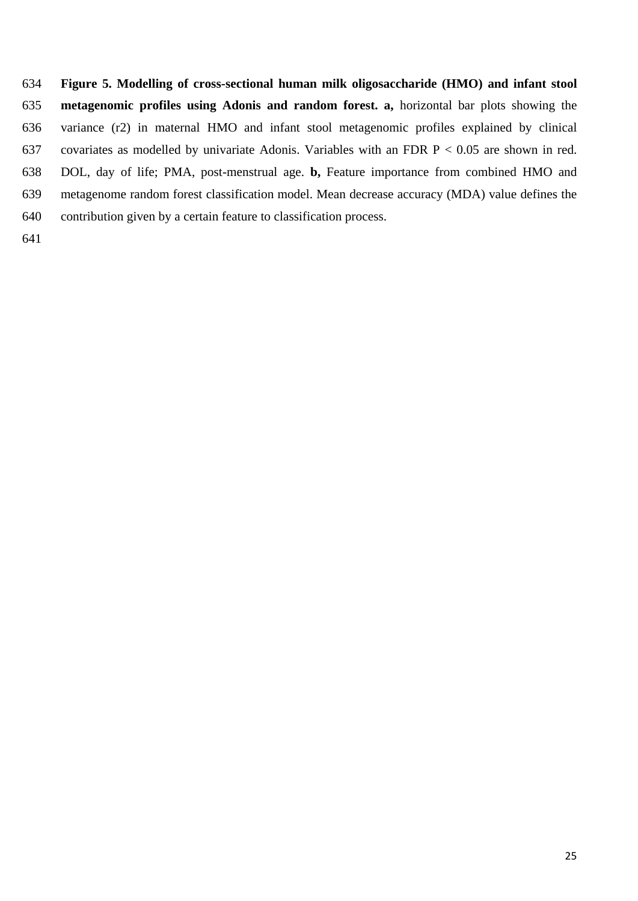**Figure 5. Modelling of cross-sectional human milk oligosaccharide (HMO) and infant stool metagenomic profiles using Adonis and random forest. a,** horizontal bar plots showing the variance (r2) in maternal HMO and infant stool metagenomic profiles explained by clinical covariates as modelled by univariate Adonis. Variables with an FDR $P < 0.05$ are shown in red. DOL, day of life; PMA, post-menstrual age. **b,** Feature importance from combined HMO and metagenome random forest classification model. Mean decrease accuracy (MDA) value defines the contribution given by a certain feature to classification process.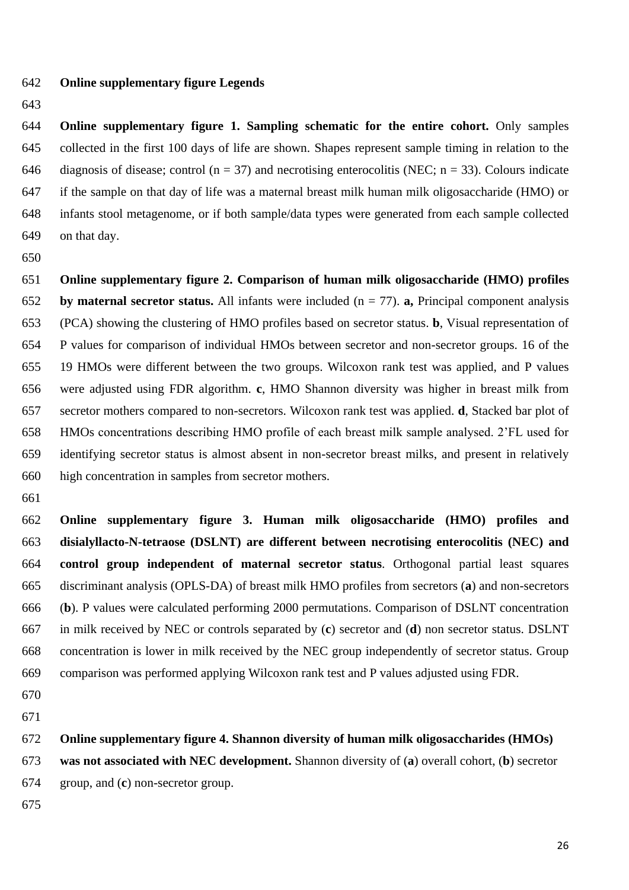**Online supplementary figure Legends**

**Online supplementary figure 1. Sampling schematic for the entire cohort.** Only samples collected in the first 100 days of life are shown. Shapes represent sample timing in relation to the diagnosis of disease; control (n = 37) and necrotising enterocolitis (NEC; n = 33). Colours indicate if the sample on that day of life was a maternal breast milk human milk oligosaccharide (HMO) or infants stool metagenome, or if both sample/data types were generated from each sample collected on that day.

**Online supplementary figure 2. Comparison of human milk oligosaccharide (HMO) profiles by maternal secretor status.** All infants were included (n = 77). **a,** Principal component analysis (PCA) showing the clustering of HMO profiles based on secretor status. **b**, Visual representation of P values for comparison of individual HMOs between secretor and non-secretor groups. 16 of the 19 HMOs were different between the two groups. Wilcoxon rank test was applied, and P values were adjusted using FDR algorithm. **c**, HMO Shannon diversity was higher in breast milk from secretor mothers compared to non-secretors. Wilcoxon rank test was applied. **d**, Stacked bar plot of HMOs concentrations describing HMO profile of each breast milk sample analysed. 2'FL used for identifying secretor status is almost absent in non-secretor breast milks, and present in relatively high concentration in samples from secretor mothers.

**Online supplementary figure 3. Human milk oligosaccharide (HMO) profiles and disialyllacto-N-tetraose (DSLNT) are different between necrotising enterocolitis (NEC) and control group independent of maternal secretor status**. Orthogonal partial least squares discriminant analysis (OPLS-DA) of breast milk HMO profiles from secretors (**a**) and non-secretors (**b**). P values were calculated performing 2000 permutations. Comparison of DSLNT concentration in milk received by NEC or controls separated by (**c**) secretor and (**d**) non secretor status. DSLNT concentration is lower in milk received by the NEC group independently of secretor status. Group comparison was performed applying Wilcoxon rank test and P values adjusted using FDR.

**Online supplementary figure 4. Shannon diversity of human milk oligosaccharides (HMOs) was not associated with NEC development.** Shannon diversity of (**a**) overall cohort, (**b**) secretor group, and (**c**) non-secretor group.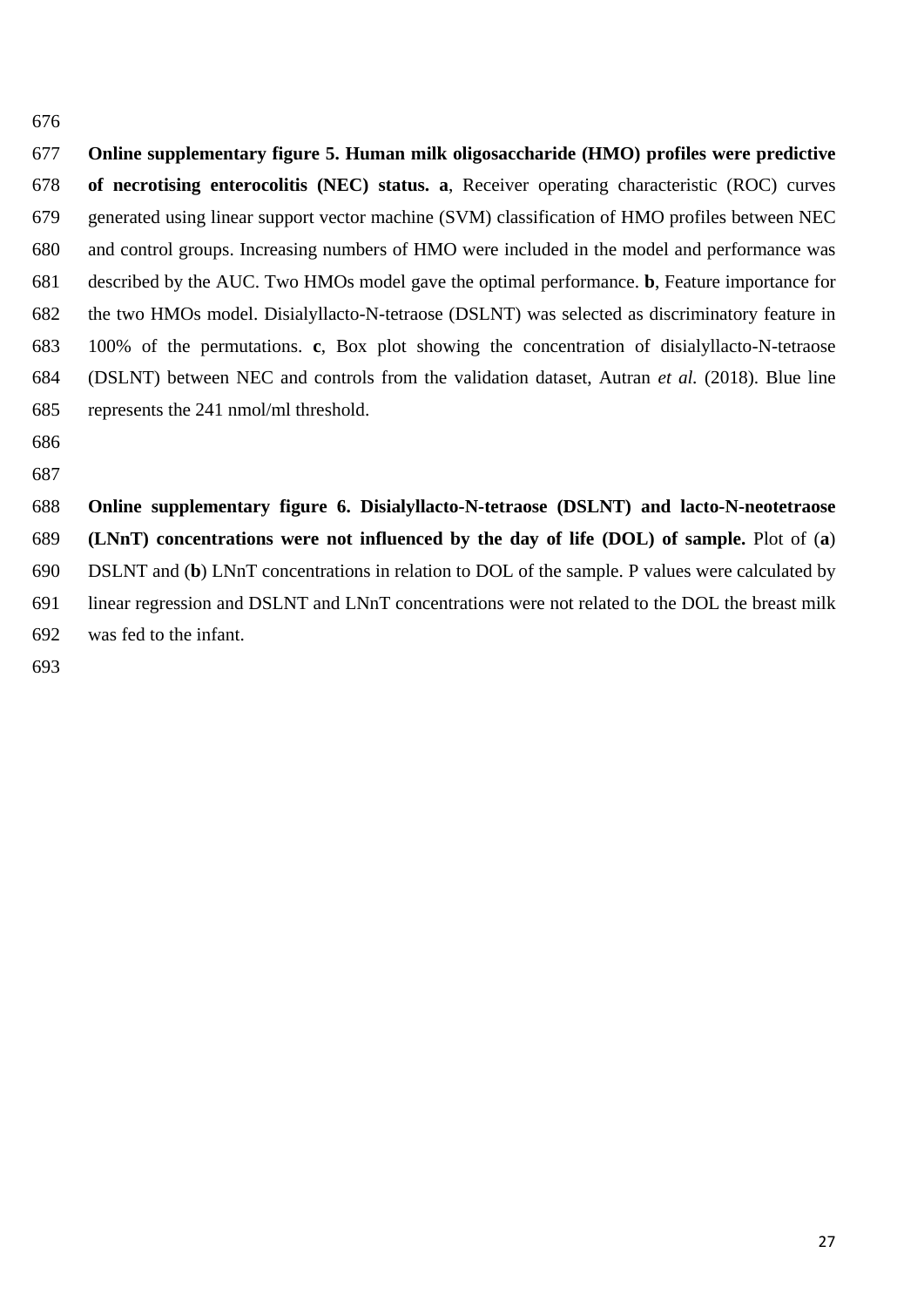**Online supplementary figure 5. Human milk oligosaccharide (HMO) profiles were predictive of necrotising enterocolitis (NEC) status. a**, Receiver operating characteristic (ROC) curves generated using linear support vector machine (SVM) classification of HMO profiles between NEC and control groups. Increasing numbers of HMO were included in the model and performance was described by the AUC. Two HMOs model gave the optimal performance. **b**, Feature importance for the two HMOs model. Disialyllacto-N-tetraose (DSLNT) was selected as discriminatory feature in 100% of the permutations. **c**, Box plot showing the concentration of disialyllacto-N-tetraose (DSLNT) between NEC and controls from the validation dataset, Autran *et al.* (2018). Blue line represents the 241 nmol/ml threshold.

**Online supplementary figure 6. Disialyllacto-N-tetraose (DSLNT) and lacto-N-neotetraose (LNnT) concentrations were not influenced by the day of life (DOL) of sample.** Plot of (**a**) DSLNT and (**b**) LNnT concentrations in relation to DOL of the sample. P values were calculated by linear regression and DSLNT and LNnT concentrations were not related to the DOL the breast milk was fed to the infant.